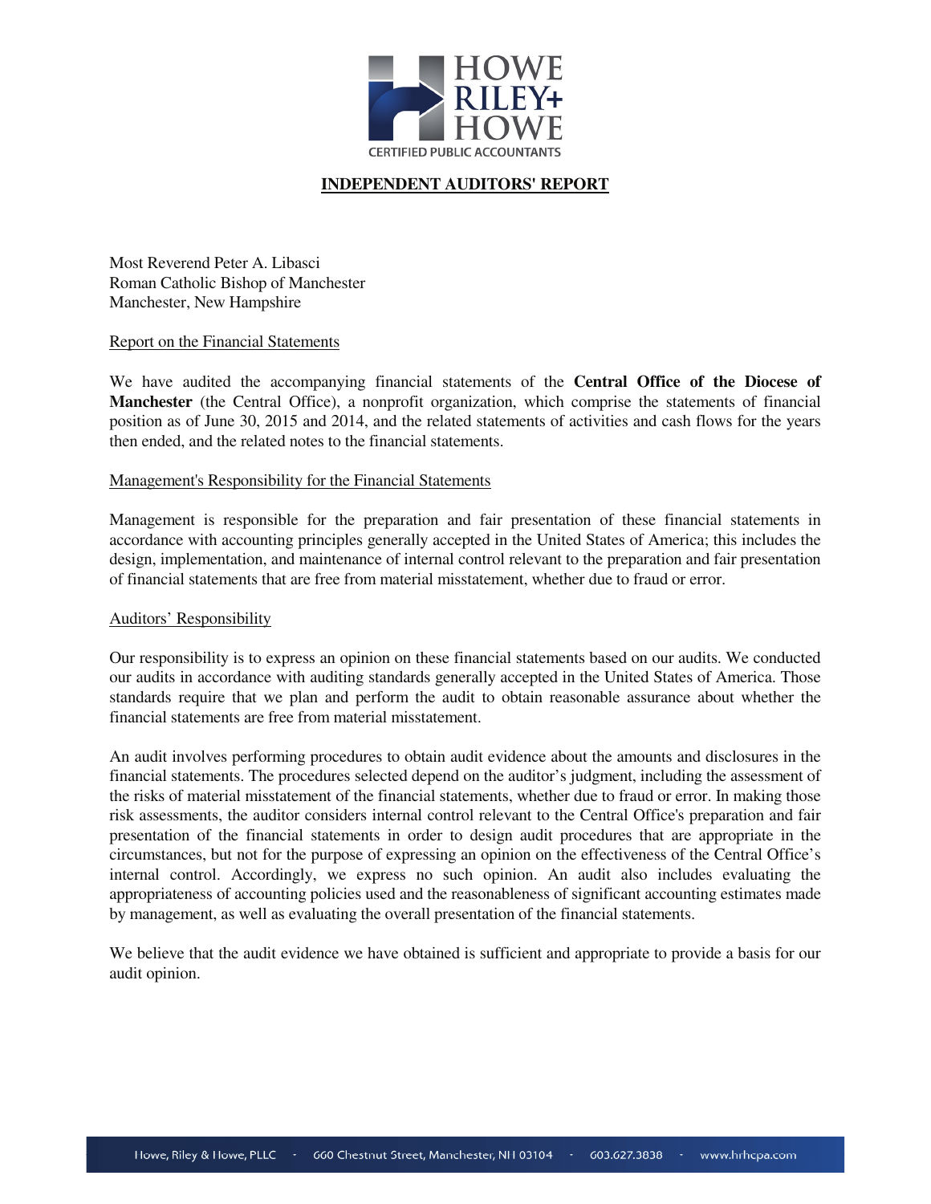HOWE RILEY+ HOWE
CERTIFIED PUBLIC ACCOUNTANTS

# INDEPENDENT AUDITORS' REPORT

Most Reverend Peter A. Libasci
Roman Catholic Bishop of Manchester
Manchester, New Hampshire

## Report on the Financial Statements

We have audited the accompanying financial statements of the **Central Office of the Diocese of Manchester** (the Central Office), a nonprofit organization, which comprise the statements of financial position as of June 30, 2015 and 2014, and the related statements of activities and cash flows for the years then ended, and the related notes to the financial statements.

## Management's Responsibility for the Financial Statements

Management is responsible for the preparation and fair presentation of these financial statements in accordance with accounting principles generally accepted in the United States of America; this includes the design, implementation, and maintenance of internal control relevant to the preparation and fair presentation of financial statements that are free from material misstatement, whether due to fraud or error.

## Auditors' Responsibility

Our responsibility is to express an opinion on these financial statements based on our audits. We conducted our audits in accordance with auditing standards generally accepted in the United States of America. Those standards require that we plan and perform the audit to obtain reasonable assurance about whether the financial statements are free from material misstatement.

An audit involves performing procedures to obtain audit evidence about the amounts and disclosures in the financial statements. The procedures selected depend on the auditor's judgment, including the assessment of the risks of material misstatement of the financial statements, whether due to fraud or error. In making those risk assessments, the auditor considers internal control relevant to the Central Office's preparation and fair presentation of the financial statements in order to design audit procedures that are appropriate in the circumstances, but not for the purpose of expressing an opinion on the effectiveness of the Central Office's internal control. Accordingly, we express no such opinion. An audit also includes evaluating the appropriateness of accounting policies used and the reasonableness of significant accounting estimates made by management, as well as evaluating the overall presentation of the financial statements.

We believe that the audit evidence we have obtained is sufficient and appropriate to provide a basis for our audit opinion.

Howe, Riley & Howe, PLLC - 660 Chestnut Street, Manchester, NH 03104 - 603.627.3838 - www.hrhcpa.com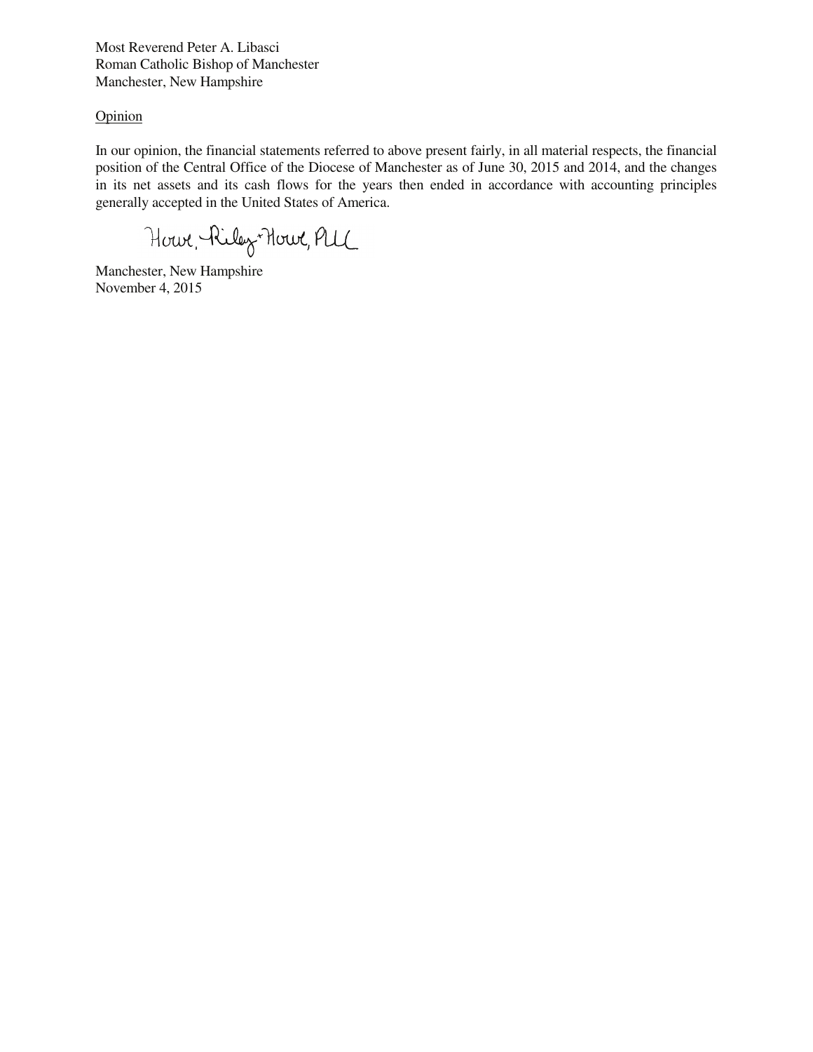Most Reverend Peter A. Libasci
Roman Catholic Bishop of Manchester
Manchester, New Hampshire

Opinion

In our opinion, the financial statements referred to above present fairly, in all material respects, the financial position of the Central Office of the Diocese of Manchester as of June 30, 2015 and 2014, and the changes in its net assets and its cash flows for the years then ended in accordance with accounting principles generally accepted in the United States of America.

Howe, Riley & Howe, PLLC

Manchester, New Hampshire
November 4, 2015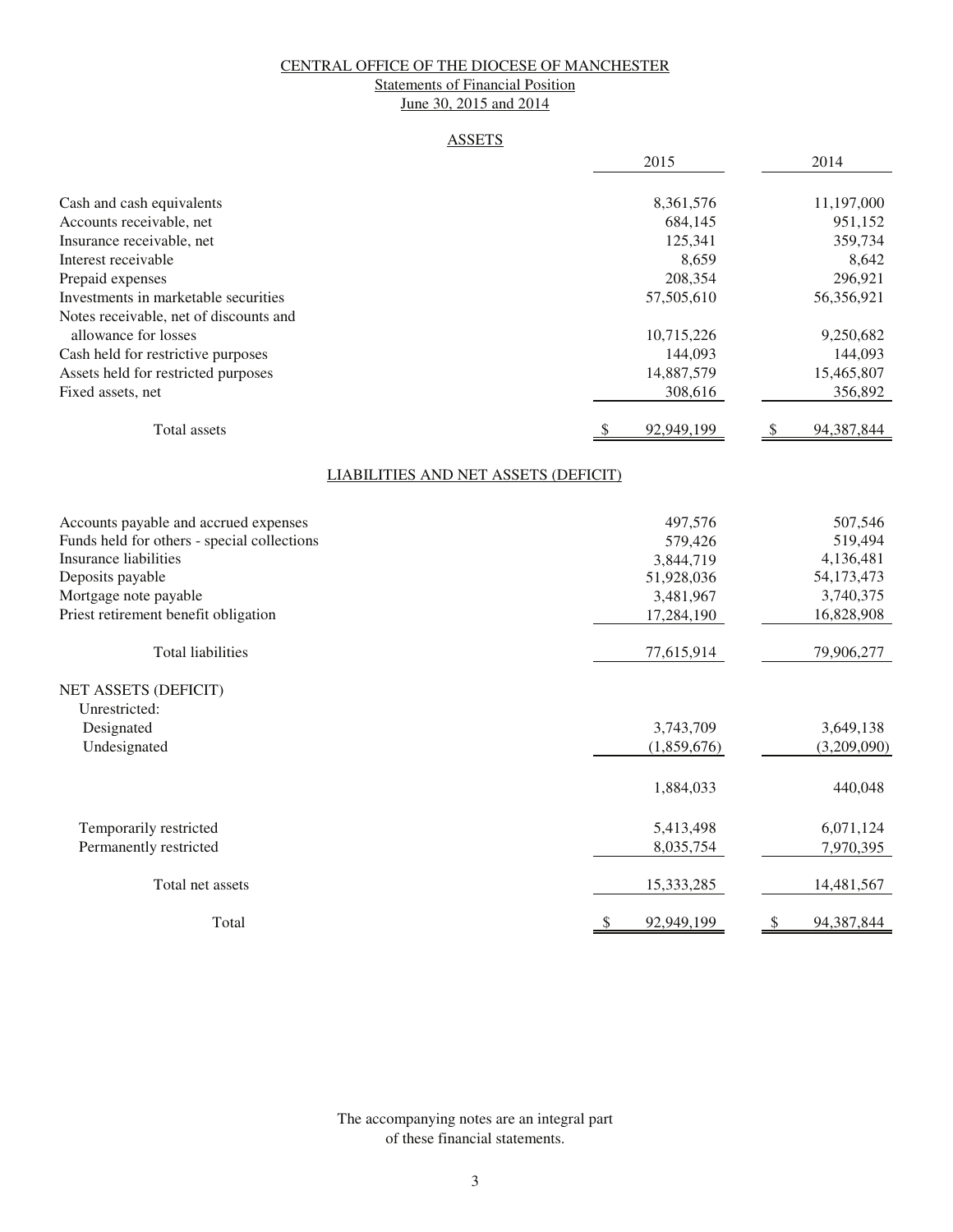# CENTRAL OFFICE OF THE DIOCESE OF MANCHESTER

## Statements of Financial Position

## June 30, 2015 and 2014

### ASSETS

| | 2015 | 2014 |
|---|---|---|
| Cash and cash equivalents | 8,361,576 | 11,197,000 |
| Accounts receivable, net | 684,145 | 951,152 |
| Insurance receivable, net | 125,341 | 359,734 |
| Interest receivable | 8,659 | 8,642 |
| Prepaid expenses | 208,354 | 296,921 |
| Investments in marketable securities | 57,505,610 | 56,356,921 |
| Notes receivable, net of discounts and allowance for losses | 10,715,226 | 9,250,682 |
| Cash held for restrictive purposes | 144,093 | 144,093 |
| Assets held for restricted purposes | 14,887,579 | 15,465,807 |
| Fixed assets, net | 308,616 | 356,892 |
| Total assets | $ 92,949,199 | $ 94,387,844 |

### LIABILITIES AND NET ASSETS (DEFICIT)

| | 2015 | 2014 |
|---|---|---|
| Accounts payable and accrued expenses | 497,576 | 507,546 |
| Funds held for others - special collections | 579,426 | 519,494 |
| Insurance liabilities | 3,844,719 | 4,136,481 |
| Deposits payable | 51,928,036 | 54,173,473 |
| Mortgage note payable | 3,481,967 | 3,740,375 |
| Priest retirement benefit obligation | 17,284,190 | 16,828,908 |
| Total liabilities | 77,615,914 | 79,906,277 |
| NET ASSETS (DEFICIT) | | |
| Unrestricted: | | |
| Designated | 3,743,709 | 3,649,138 |
| Undesignated | (1,859,676) | (3,209,090) |
| | 1,884,033 | 440,048 |
| Temporarily restricted | 5,413,498 | 6,071,124 |
| Permanently restricted | 8,035,754 | 7,970,395 |
| Total net assets | 15,333,285 | 14,481,567 |
| Total | $ 92,949,199 | $ 94,387,844 |

The accompanying notes are an integral part of these financial statements.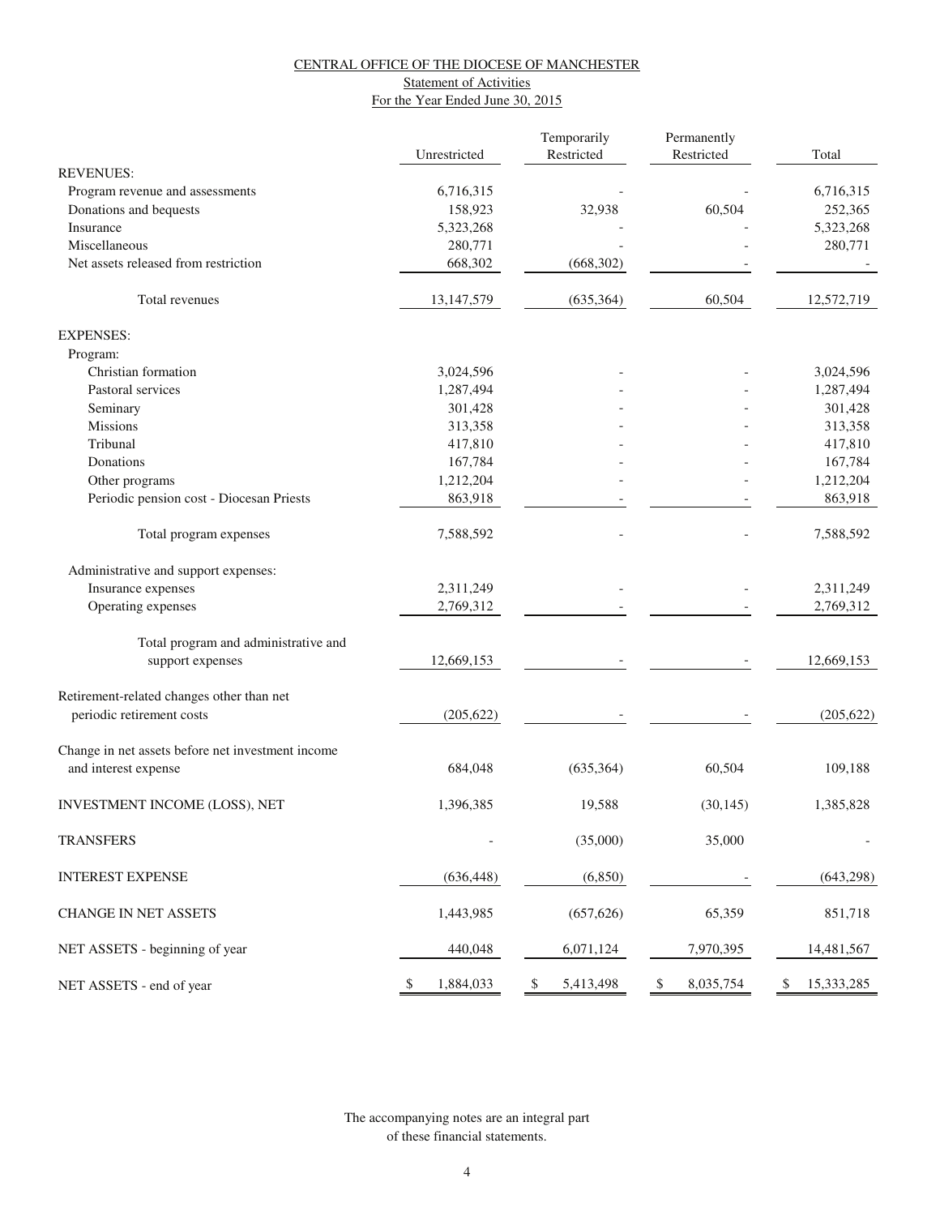# CENTRAL OFFICE OF THE DIOCESE OF MANCHESTER

## Statement of Activities

### For the Year Ended June 30, 2015

| | Unrestricted | Temporarily Restricted | Permanently Restricted | Total |
|---|---|---|---|---|
| **REVENUES:** | | | | |
| Program revenue and assessments | 6,716,315 | - | - | 6,716,315 |
| Donations and bequests | 158,923 | 32,938 | 60,504 | 252,365 |
| Insurance | 5,323,268 | - | - | 5,323,268 |
| Miscellaneous | 280,771 | - | - | 280,771 |
| Net assets released from restriction | 668,302 | (668,302) | - | - |
| Total revenues | 13,147,579 | (635,364) | 60,504 | 12,572,719 |
| **EXPENSES:** | | | | |
| Program: | | | | |
| Christian formation | 3,024,596 | - | - | 3,024,596 |
| Pastoral services | 1,287,494 | - | - | 1,287,494 |
| Seminary | 301,428 | - | - | 301,428 |
| Missions | 313,358 | - | - | 313,358 |
| Tribunal | 417,810 | - | - | 417,810 |
| Donations | 167,784 | - | - | 167,784 |
| Other programs | 1,212,204 | - | - | 1,212,204 |
| Periodic pension cost - Diocesan Priests | 863,918 | - | - | 863,918 |
| Total program expenses | 7,588,592 | - | - | 7,588,592 |
| Administrative and support expenses: | | | | |
| Insurance expenses | 2,311,249 | - | - | 2,311,249 |
| Operating expenses | 2,769,312 | - | - | 2,769,312 |
| Total program and administrative and support expenses | 12,669,153 | - | - | 12,669,153 |
| Retirement-related changes other than net periodic retirement costs | (205,622) | - | - | (205,622) |
| Change in net assets before net investment income and interest expense | 684,048 | (635,364) | 60,504 | 109,188 |
| INVESTMENT INCOME (LOSS), NET | 1,396,385 | 19,588 | (30,145) | 1,385,828 |
| TRANSFERS | - | (35,000) | 35,000 | - |
| INTEREST EXPENSE | (636,448) | (6,850) | - | (643,298) |
| CHANGE IN NET ASSETS | 1,443,985 | (657,626) | 65,359 | 851,718 |
| NET ASSETS - beginning of year | 440,048 | 6,071,124 | 7,970,395 | 14,481,567 |
| NET ASSETS - end of year | $ 1,884,033 | $ 5,413,498 | $ 8,035,754 | $ 15,333,285 |

The accompanying notes are an integral part of these financial statements.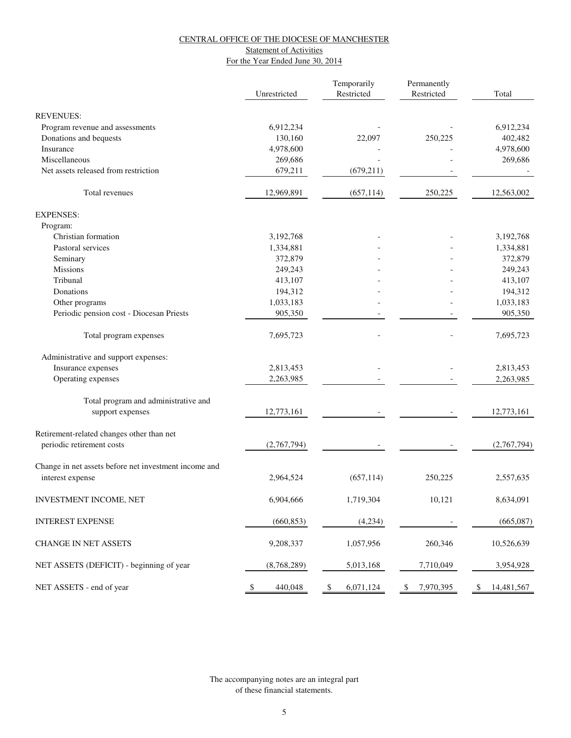CENTRAL OFFICE OF THE DIOCESE OF MANCHESTER

Statement of Activities

For the Year Ended June 30, 2014

| | Unrestricted | Temporarily Restricted | Permanently Restricted | Total |
|---|---|---|---|---|
| REVENUES: | | | | |
| Program revenue and assessments | 6,912,234 | - | - | 6,912,234 |
| Donations and bequests | 130,160 | 22,097 | 250,225 | 402,482 |
| Insurance | 4,978,600 | - | - | 4,978,600 |
| Miscellaneous | 269,686 | - | - | 269,686 |
| Net assets released from restriction | 679,211 | (679,211) | - | - |
| Total revenues | 12,969,891 | (657,114) | 250,225 | 12,563,002 |
| EXPENSES: | | | | |
| Program: | | | | |
| Christian formation | 3,192,768 | - | - | 3,192,768 |
| Pastoral services | 1,334,881 | - | - | 1,334,881 |
| Seminary | 372,879 | - | - | 372,879 |
| Missions | 249,243 | - | - | 249,243 |
| Tribunal | 413,107 | - | - | 413,107 |
| Donations | 194,312 | - | - | 194,312 |
| Other programs | 1,033,183 | - | - | 1,033,183 |
| Periodic pension cost - Diocesan Priests | 905,350 | - | - | 905,350 |
| Total program expenses | 7,695,723 | - | - | 7,695,723 |
| Administrative and support expenses: | | | | |
| Insurance expenses | 2,813,453 | - | - | 2,813,453 |
| Operating expenses | 2,263,985 | - | - | 2,263,985 |
| Total program and administrative and support expenses | 12,773,161 | - | - | 12,773,161 |
| Retirement-related changes other than net periodic retirement costs | (2,767,794) | - | - | (2,767,794) |
| Change in net assets before net investment income and interest expense | 2,964,524 | (657,114) | 250,225 | 2,557,635 |
| INVESTMENT INCOME, NET | 6,904,666 | 1,719,304 | 10,121 | 8,634,091 |
| INTEREST EXPENSE | (660,853) | (4,234) | - | (665,087) |
| CHANGE IN NET ASSETS | 9,208,337 | 1,057,956 | 260,346 | 10,526,639 |
| NET ASSETS (DEFICIT) - beginning of year | (8,768,289) | 5,013,168 | 7,710,049 | 3,954,928 |
| NET ASSETS - end of year | $ 440,048 | $ 6,071,124 | $ 7,970,395 | $ 14,481,567 |

The accompanying notes are an integral part of these financial statements.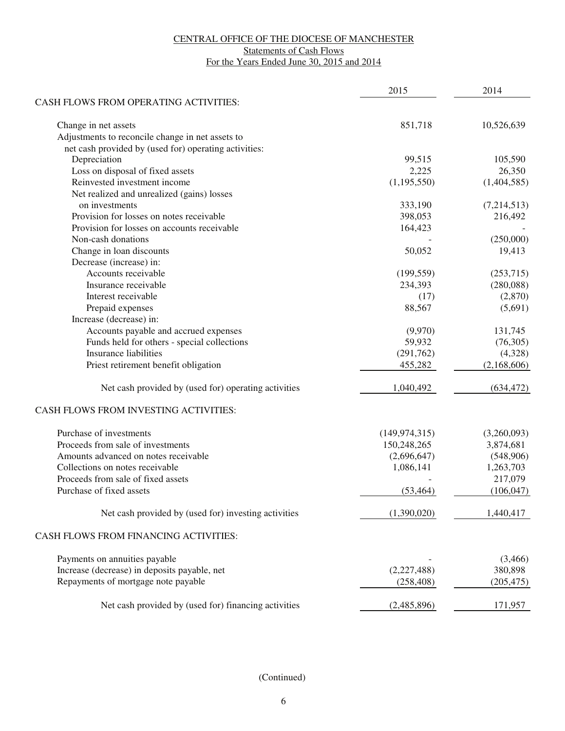CENTRAL OFFICE OF THE DIOCESE OF MANCHESTER

Statements of Cash Flows

For the Years Ended June 30, 2015 and 2014

| | 2015 | 2014 |
|---|---|---|
| CASH FLOWS FROM OPERATING ACTIVITIES: | | |
| Change in net assets | 851,718 | 10,526,639 |
| Adjustments to reconcile change in net assets to net cash provided by (used for) operating activities: | | |
| Depreciation | 99,515 | 105,590 |
| Loss on disposal of fixed assets | 2,225 | 26,350 |
| Reinvested investment income | (1,195,550) | (1,404,585) |
| Net realized and unrealized (gains) losses on investments | 333,190 | (7,214,513) |
| Provision for losses on notes receivable | 398,053 | 216,492 |
| Provision for losses on accounts receivable | 164,423 | - |
| Non-cash donations | - | (250,000) |
| Change in loan discounts | 50,052 | 19,413 |
| Decrease (increase) in: | | |
| Accounts receivable | (199,559) | (253,715) |
| Insurance receivable | 234,393 | (280,088) |
| Interest receivable | (17) | (2,870) |
| Prepaid expenses | 88,567 | (5,691) |
| Increase (decrease) in: | | |
| Accounts payable and accrued expenses | (9,970) | 131,745 |
| Funds held for others - special collections | 59,932 | (76,305) |
| Insurance liabilities | (291,762) | (4,328) |
| Priest retirement benefit obligation | 455,282 | (2,168,606) |
| Net cash provided by (used for) operating activities | 1,040,492 | (634,472) |
| CASH FLOWS FROM INVESTING ACTIVITIES: | | |
| Purchase of investments | (149,974,315) | (3,260,093) |
| Proceeds from sale of investments | 150,248,265 | 3,874,681 |
| Amounts advanced on notes receivable | (2,696,647) | (548,906) |
| Collections on notes receivable | 1,086,141 | 1,263,703 |
| Proceeds from sale of fixed assets | - | 217,079 |
| Purchase of fixed assets | (53,464) | (106,047) |
| Net cash provided by (used for) investing activities | (1,390,020) | 1,440,417 |
| CASH FLOWS FROM FINANCING ACTIVITIES: | | |
| Payments on annuities payable | - | (3,466) |
| Increase (decrease) in deposits payable, net | (2,227,488) | 380,898 |
| Repayments of mortgage note payable | (258,408) | (205,475) |
| Net cash provided by (used for) financing activities | (2,485,896) | 171,957 |

(Continued)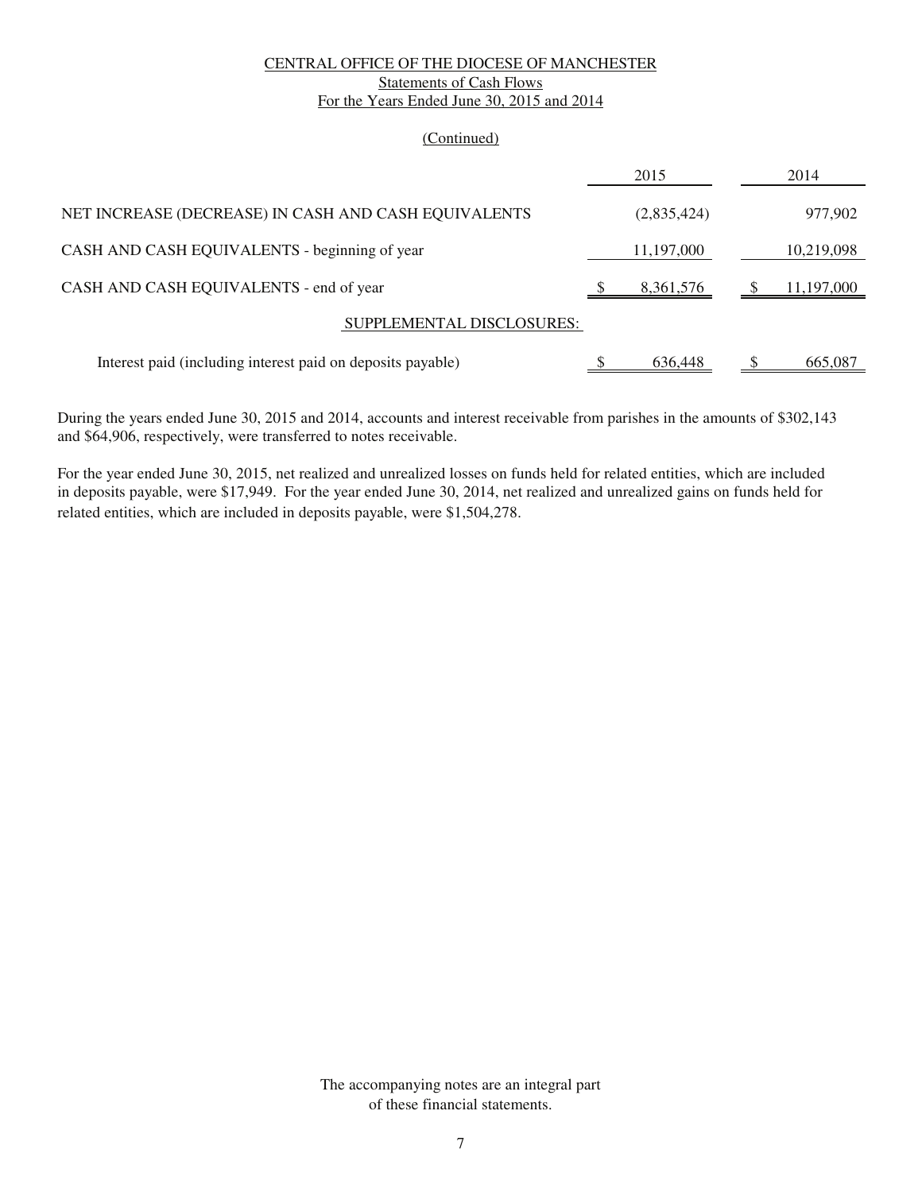CENTRAL OFFICE OF THE DIOCESE OF MANCHESTER

Statements of Cash Flows

For the Years Ended June 30, 2015 and 2014

(Continued)

| | 2015 | 2014 |
|---|---|---|
| NET INCREASE (DECREASE) IN CASH AND CASH EQUIVALENTS | (2,835,424) | 977,902 |
| CASH AND CASH EQUIVALENTS - beginning of year | 11,197,000 | 10,219,098 |
| CASH AND CASH EQUIVALENTS - end of year | $ 8,361,576 | $ 11,197,000 |
| SUPPLEMENTAL DISCLOSURES: | | |
| Interest paid (including interest paid on deposits payable) | $ 636,448 | $ 665,087 |

During the years ended June 30, 2015 and 2014, accounts and interest receivable from parishes in the amounts of $302,143 and $64,906, respectively, were transferred to notes receivable.

For the year ended June 30, 2015, net realized and unrealized losses on funds held for related entities, which are included in deposits payable, were $17,949. For the year ended June 30, 2014, net realized and unrealized gains on funds held for related entities, which are included in deposits payable, were $1,504,278.

The accompanying notes are an integral part of these financial statements.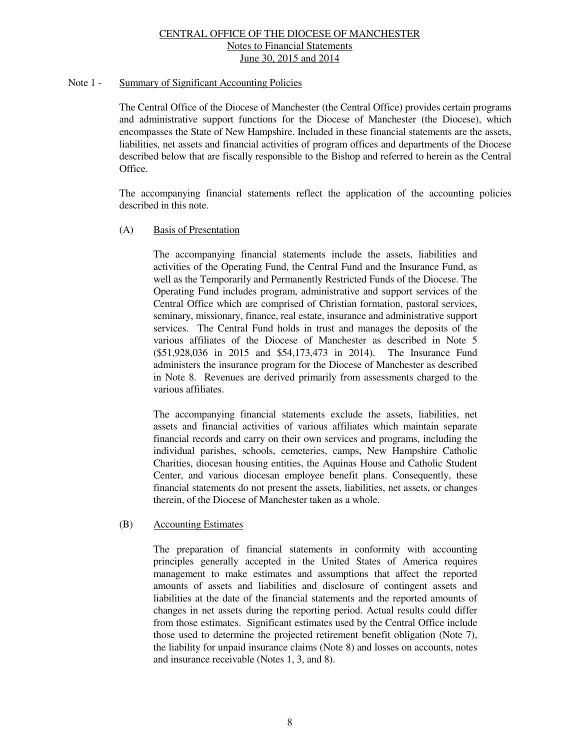# CENTRAL OFFICE OF THE DIOCESE OF MANCHESTER

## Notes to Financial Statements

## June 30, 2015 and 2014

### Note 1 - Summary of Significant Accounting Policies

The Central Office of the Diocese of Manchester (the Central Office) provides certain programs and administrative support functions for the Diocese of Manchester (the Diocese), which encompasses the State of New Hampshire. Included in these financial statements are the assets, liabilities, net assets and financial activities of program offices and departments of the Diocese described below that are fiscally responsible to the Bishop and referred to herein as the Central Office.

The accompanying financial statements reflect the application of the accounting policies described in this note.

#### (A) Basis of Presentation

The accompanying financial statements include the assets, liabilities and activities of the Operating Fund, the Central Fund and the Insurance Fund, as well as the Temporarily and Permanently Restricted Funds of the Diocese. The Operating Fund includes program, administrative and support services of the Central Office which are comprised of Christian formation, pastoral services, seminary, missionary, finance, real estate, insurance and administrative support services. The Central Fund holds in trust and manages the deposits of the various affiliates of the Diocese of Manchester as described in Note 5 ($51,928,036 in 2015 and $54,173,473 in 2014). The Insurance Fund administers the insurance program for the Diocese of Manchester as described in Note 8. Revenues are derived primarily from assessments charged to the various affiliates.

The accompanying financial statements exclude the assets, liabilities, net assets and financial activities of various affiliates which maintain separate financial records and carry on their own services and programs, including the individual parishes, schools, cemeteries, camps, New Hampshire Catholic Charities, diocesan housing entities, the Aquinas House and Catholic Student Center, and various diocesan employee benefit plans. Consequently, these financial statements do not present the assets, liabilities, net assets, or changes therein, of the Diocese of Manchester taken as a whole.

#### (B) Accounting Estimates

The preparation of financial statements in conformity with accounting principles generally accepted in the United States of America requires management to make estimates and assumptions that affect the reported amounts of assets and liabilities and disclosure of contingent assets and liabilities at the date of the financial statements and the reported amounts of changes in net assets during the reporting period. Actual results could differ from those estimates. Significant estimates used by the Central Office include those used to determine the projected retirement benefit obligation (Note 7), the liability for unpaid insurance claims (Note 8) and losses on accounts, notes and insurance receivable (Notes 1, 3, and 8).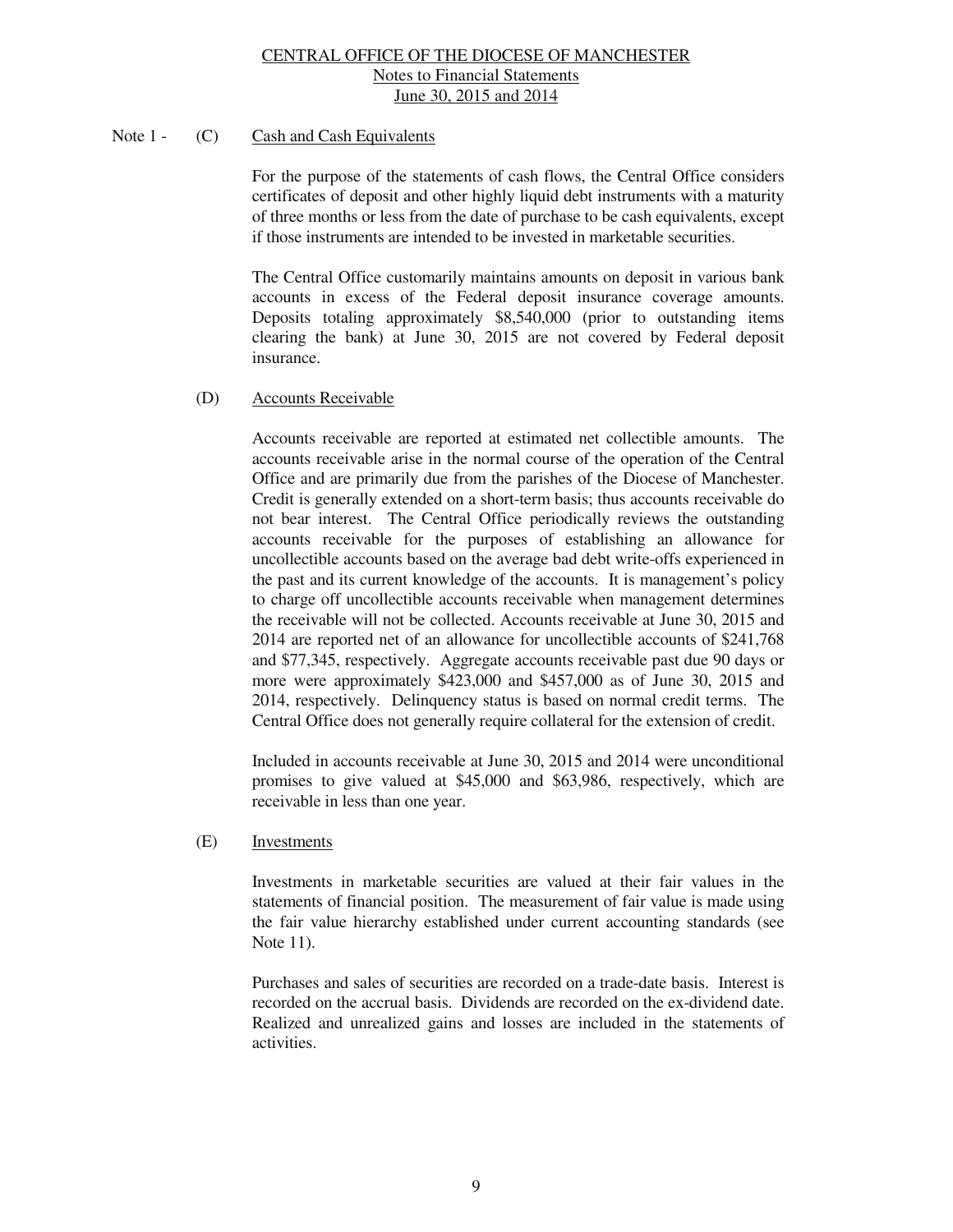Note 1 - (C) Cash and Cash Equivalents

For the purpose of the statements of cash flows, the Central Office considers certificates of deposit and other highly liquid debt instruments with a maturity of three months or less from the date of purchase to be cash equivalents, except if those instruments are intended to be invested in marketable securities.

The Central Office customarily maintains amounts on deposit in various bank accounts in excess of the Federal deposit insurance coverage amounts. Deposits totaling approximately $8,540,000 (prior to outstanding items clearing the bank) at June 30, 2015 are not covered by Federal deposit insurance.

(D) Accounts Receivable

Accounts receivable are reported at estimated net collectible amounts. The accounts receivable arise in the normal course of the operation of the Central Office and are primarily due from the parishes of the Diocese of Manchester. Credit is generally extended on a short-term basis; thus accounts receivable do not bear interest. The Central Office periodically reviews the outstanding accounts receivable for the purposes of establishing an allowance for uncollectible accounts based on the average bad debt write-offs experienced in the past and its current knowledge of the accounts. It is management's policy to charge off uncollectible accounts receivable when management determines the receivable will not be collected. Accounts receivable at June 30, 2015 and 2014 are reported net of an allowance for uncollectible accounts of $241,768 and $77,345, respectively. Aggregate accounts receivable past due 90 days or more were approximately $423,000 and $457,000 as of June 30, 2015 and 2014, respectively. Delinquency status is based on normal credit terms. The Central Office does not generally require collateral for the extension of credit.

Included in accounts receivable at June 30, 2015 and 2014 were unconditional promises to give valued at $45,000 and $63,986, respectively, which are receivable in less than one year.

(E) Investments

Investments in marketable securities are valued at their fair values in the statements of financial position. The measurement of fair value is made using the fair value hierarchy established under current accounting standards (see Note 11).

Purchases and sales of securities are recorded on a trade-date basis. Interest is recorded on the accrual basis. Dividends are recorded on the ex-dividend date. Realized and unrealized gains and losses are included in the statements of activities.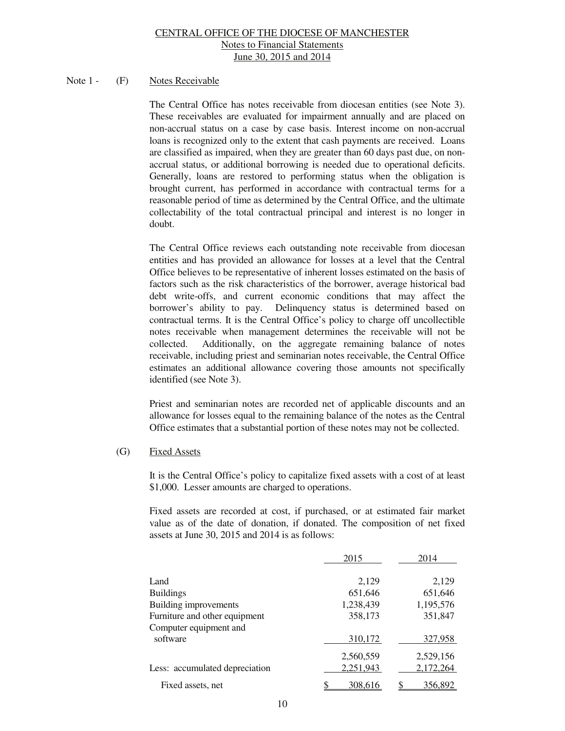CENTRAL OFFICE OF THE DIOCESE OF MANCHESTER
Notes to Financial Statements
June 30, 2015 and 2014

Note 1 - (F) Notes Receivable

The Central Office has notes receivable from diocesan entities (see Note 3). These receivables are evaluated for impairment annually and are placed on non-accrual status on a case by case basis. Interest income on non-accrual loans is recognized only to the extent that cash payments are received. Loans are classified as impaired, when they are greater than 60 days past due, on non-accrual status, or additional borrowing is needed due to operational deficits. Generally, loans are restored to performing status when the obligation is brought current, has performed in accordance with contractual terms for a reasonable period of time as determined by the Central Office, and the ultimate collectability of the total contractual principal and interest is no longer in doubt.

The Central Office reviews each outstanding note receivable from diocesan entities and has provided an allowance for losses at a level that the Central Office believes to be representative of inherent losses estimated on the basis of factors such as the risk characteristics of the borrower, average historical bad debt write-offs, and current economic conditions that may affect the borrower's ability to pay. Delinquency status is determined based on contractual terms. It is the Central Office's policy to charge off uncollectible notes receivable when management determines the receivable will not be collected. Additionally, on the aggregate remaining balance of notes receivable, including priest and seminarian notes receivable, the Central Office estimates an additional allowance covering those amounts not specifically identified (see Note 3).

Priest and seminarian notes are recorded net of applicable discounts and an allowance for losses equal to the remaining balance of the notes as the Central Office estimates that a substantial portion of these notes may not be collected.

(G) Fixed Assets

It is the Central Office's policy to capitalize fixed assets with a cost of at least $1,000. Lesser amounts are charged to operations.

Fixed assets are recorded at cost, if purchased, or at estimated fair market value as of the date of donation, if donated. The composition of net fixed assets at June 30, 2015 and 2014 is as follows:

| | 2015 | 2014 |
|---|---|---|
| Land | 2,129 | 2,129 |
| Buildings | 651,646 | 651,646 |
| Building improvements | 1,238,439 | 1,195,576 |
| Furniture and other equipment | 358,173 | 351,847 |
| Computer equipment and software | 310,172 | 327,958 |
| | 2,560,559 | 2,529,156 |
| Less: accumulated depreciation | 2,251,943 | 2,172,264 |
| Fixed assets, net | $ 308,616 | $ 356,892 |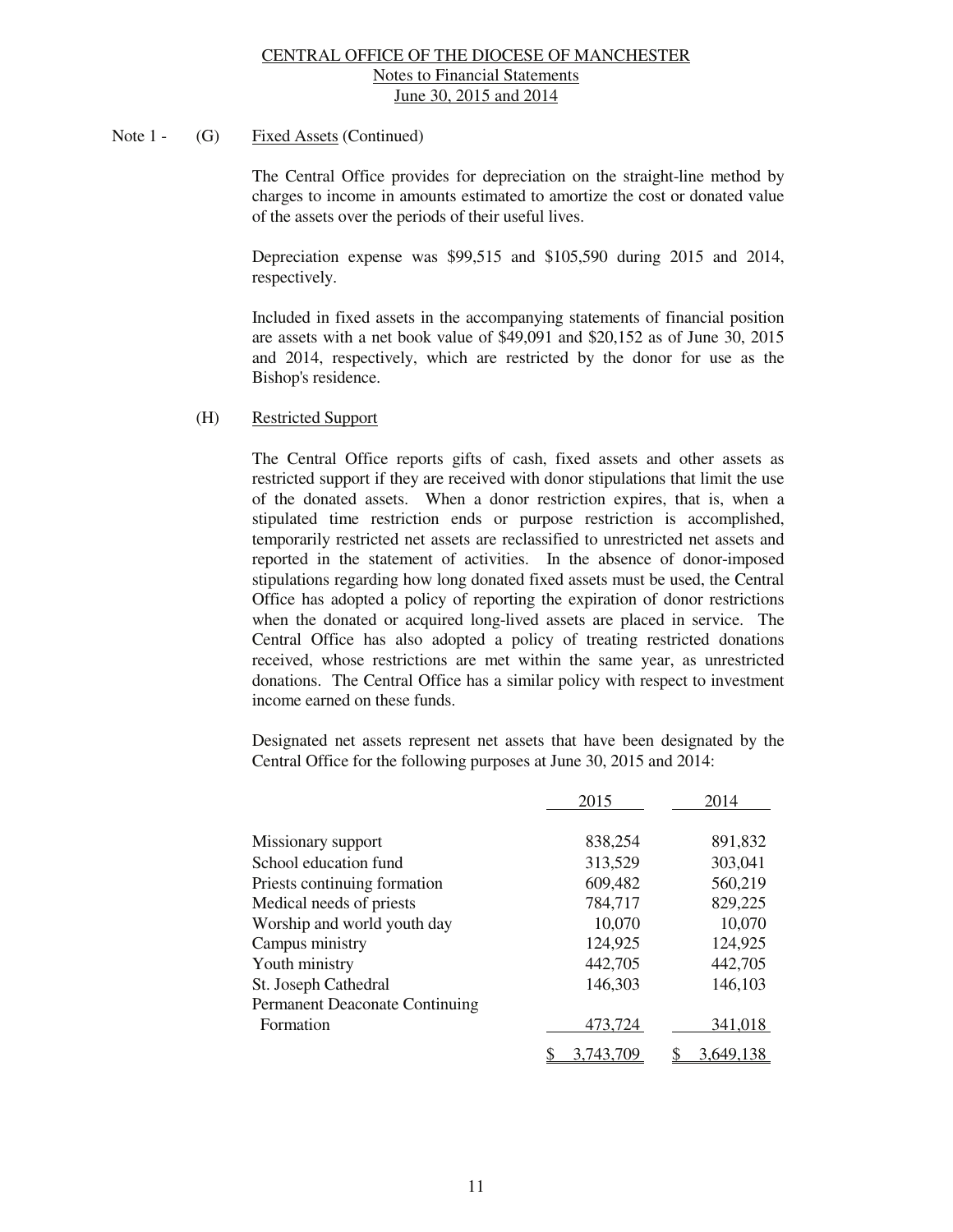Note 1 - (G) Fixed Assets (Continued)

The Central Office provides for depreciation on the straight-line method by charges to income in amounts estimated to amortize the cost or donated value of the assets over the periods of their useful lives.

Depreciation expense was $99,515 and $105,590 during 2015 and 2014, respectively.

Included in fixed assets in the accompanying statements of financial position are assets with a net book value of $49,091 and $20,152 as of June 30, 2015 and 2014, respectively, which are restricted by the donor for use as the Bishop's residence.

(H) Restricted Support

The Central Office reports gifts of cash, fixed assets and other assets as restricted support if they are received with donor stipulations that limit the use of the donated assets. When a donor restriction expires, that is, when a stipulated time restriction ends or purpose restriction is accomplished, temporarily restricted net assets are reclassified to unrestricted net assets and reported in the statement of activities. In the absence of donor-imposed stipulations regarding how long donated fixed assets must be used, the Central Office has adopted a policy of reporting the expiration of donor restrictions when the donated or acquired long-lived assets are placed in service. The Central Office has also adopted a policy of treating restricted donations received, whose restrictions are met within the same year, as unrestricted donations. The Central Office has a similar policy with respect to investment income earned on these funds.

Designated net assets represent net assets that have been designated by the Central Office for the following purposes at June 30, 2015 and 2014:

| | 2015 | 2014 |
|---|---|---|
| Missionary support | 838,254 | 891,832 |
| School education fund | 313,529 | 303,041 |
| Priests continuing formation | 609,482 | 560,219 |
| Medical needs of priests | 784,717 | 829,225 |
| Worship and world youth day | 10,070 | 10,070 |
| Campus ministry | 124,925 | 124,925 |
| Youth ministry | 442,705 | 442,705 |
| St. Joseph Cathedral | 146,303 | 146,103 |
| Permanent Deaconate Continuing Formation | 473,724 | 341,018 |
| | $ 3,743,709 | $ 3,649,138 |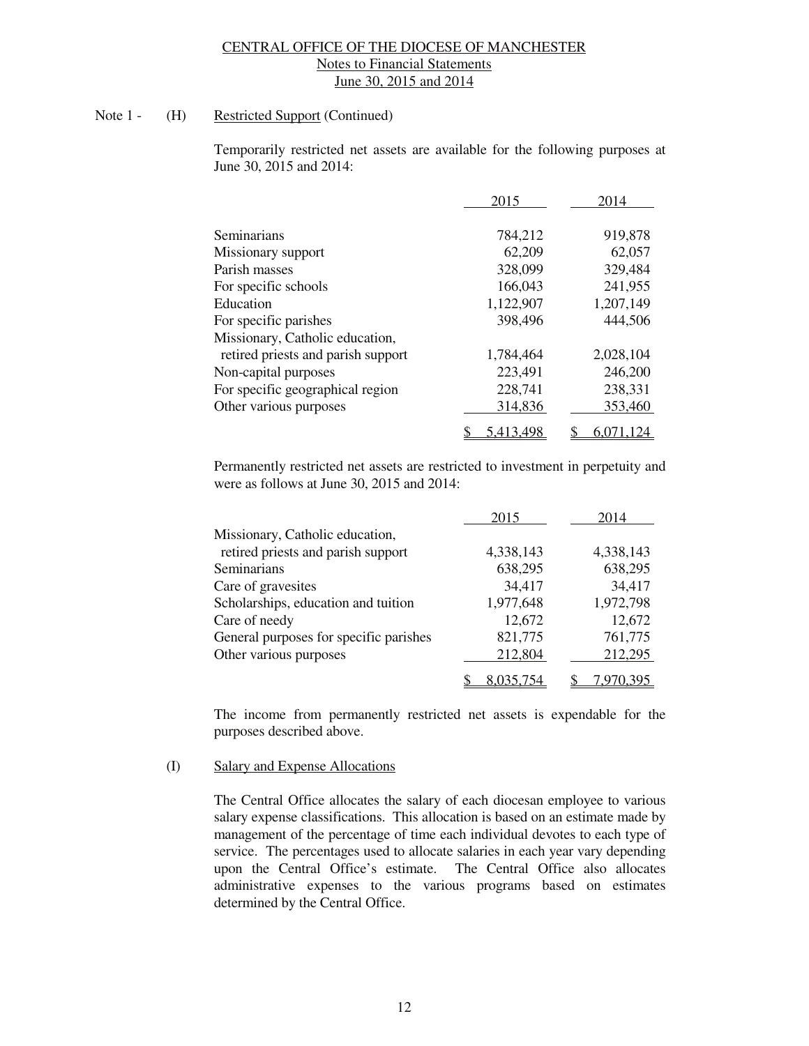CENTRAL OFFICE OF THE DIOCESE OF MANCHESTER
Notes to Financial Statements
June 30, 2015 and 2014

Note 1 - (H) Restricted Support (Continued)

Temporarily restricted net assets are available for the following purposes at June 30, 2015 and 2014:

| | 2015 | 2014 |
|---|---|---|
| Seminarians | 784,212 | 919,878 |
| Missionary support | 62,209 | 62,057 |
| Parish masses | 328,099 | 329,484 |
| For specific schools | 166,043 | 241,955 |
| Education | 1,122,907 | 1,207,149 |
| For specific parishes | 398,496 | 444,506 |
| Missionary, Catholic education, retired priests and parish support | 1,784,464 | 2,028,104 |
| Non-capital purposes | 223,491 | 246,200 |
| For specific geographical region | 228,741 | 238,331 |
| Other various purposes | 314,836 | 353,460 |
| | $ 5,413,498 | $ 6,071,124 |

Permanently restricted net assets are restricted to investment in perpetuity and were as follows at June 30, 2015 and 2014:

| | 2015 | 2014 |
|---|---|---|
| Missionary, Catholic education, retired priests and parish support | 4,338,143 | 4,338,143 |
| Seminarians | 638,295 | 638,295 |
| Care of gravesites | 34,417 | 34,417 |
| Scholarships, education and tuition | 1,977,648 | 1,972,798 |
| Care of needy | 12,672 | 12,672 |
| General purposes for specific parishes | 821,775 | 761,775 |
| Other various purposes | 212,804 | 212,295 |
| | $ 8,035,754 | $ 7,970,395 |

The income from permanently restricted net assets is expendable for the purposes described above.

(I) Salary and Expense Allocations

The Central Office allocates the salary of each diocesan employee to various salary expense classifications. This allocation is based on an estimate made by management of the percentage of time each individual devotes to each type of service. The percentages used to allocate salaries in each year vary depending upon the Central Office's estimate. The Central Office also allocates administrative expenses to the various programs based on estimates determined by the Central Office.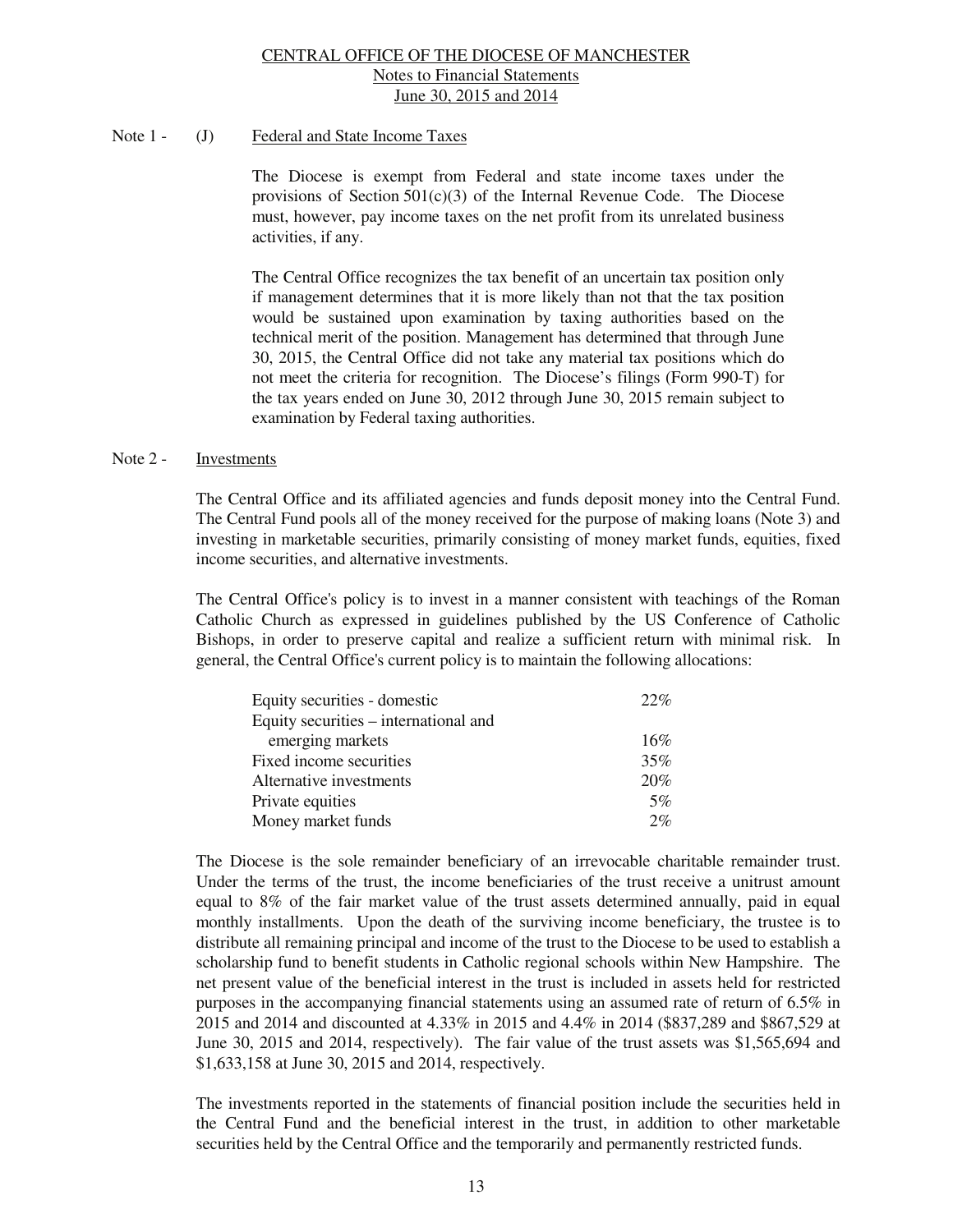Note 1 - (J) Federal and State Income Taxes

The Diocese is exempt from Federal and state income taxes under the provisions of Section 501(c)(3) of the Internal Revenue Code. The Diocese must, however, pay income taxes on the net profit from its unrelated business activities, if any.

The Central Office recognizes the tax benefit of an uncertain tax position only if management determines that it is more likely than not that the tax position would be sustained upon examination by taxing authorities based on the technical merit of the position. Management has determined that through June 30, 2015, the Central Office did not take any material tax positions which do not meet the criteria for recognition. The Diocese's filings (Form 990-T) for the tax years ended on June 30, 2012 through June 30, 2015 remain subject to examination by Federal taxing authorities.

## Note 2 - Investments

The Central Office and its affiliated agencies and funds deposit money into the Central Fund. The Central Fund pools all of the money received for the purpose of making loans (Note 3) and investing in marketable securities, primarily consisting of money market funds, equities, fixed income securities, and alternative investments.

The Central Office's policy is to invest in a manner consistent with teachings of the Roman Catholic Church as expressed in guidelines published by the US Conference of Catholic Bishops, in order to preserve capital and realize a sufficient return with minimal risk. In general, the Central Office's current policy is to maintain the following allocations:

| | |
|---|---|
| Equity securities - domestic | 22% |
| Equity securities – international and emerging markets | 16% |
| Fixed income securities | 35% |
| Alternative investments | 20% |
| Private equities | 5% |
| Money market funds | 2% |

The Diocese is the sole remainder beneficiary of an irrevocable charitable remainder trust. Under the terms of the trust, the income beneficiaries of the trust receive a unitrust amount equal to 8% of the fair market value of the trust assets determined annually, paid in equal monthly installments. Upon the death of the surviving income beneficiary, the trustee is to distribute all remaining principal and income of the trust to the Diocese to be used to establish a scholarship fund to benefit students in Catholic regional schools within New Hampshire. The net present value of the beneficial interest in the trust is included in assets held for restricted purposes in the accompanying financial statements using an assumed rate of return of 6.5% in 2015 and 2014 and discounted at 4.33% in 2015 and 4.4% in 2014 ($837,289 and $867,529 at June 30, 2015 and 2014, respectively). The fair value of the trust assets was $1,565,694 and $1,633,158 at June 30, 2015 and 2014, respectively.

The investments reported in the statements of financial position include the securities held in the Central Fund and the beneficial interest in the trust, in addition to other marketable securities held by the Central Office and the temporarily and permanently restricted funds.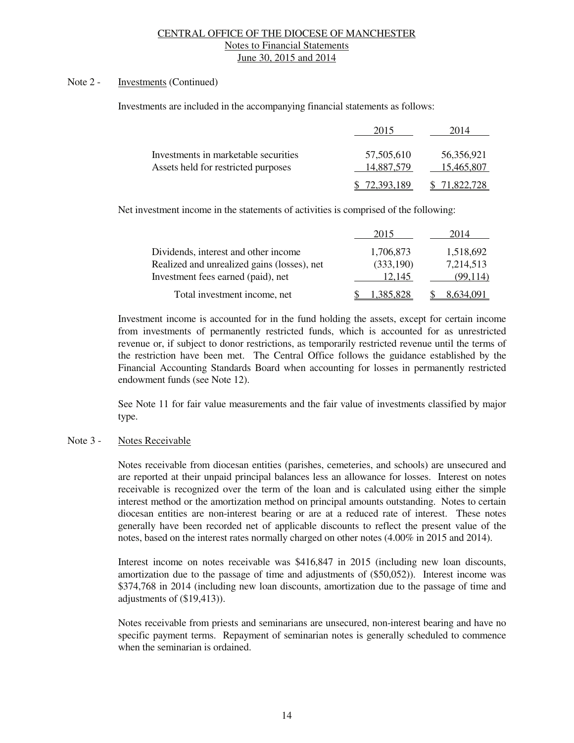Note 2 - Investments (Continued)

Investments are included in the accompanying financial statements as follows:

| | 2015 | 2014 |
|---|---|---|
| Investments in marketable securities | 57,505,610 | 56,356,921 |
| Assets held for restricted purposes | 14,887,579 | 15,465,807 |
| | $ 72,393,189 | $ 71,822,728 |

Net investment income in the statements of activities is comprised of the following:

| | 2015 | 2014 |
|---|---|---|
| Dividends, interest and other income | 1,706,873 | 1,518,692 |
| Realized and unrealized gains (losses), net | (333,190) | 7,214,513 |
| Investment fees earned (paid), net | 12,145 | (99,114) |
| Total investment income, net | $ 1,385,828 | $ 8,634,091 |

Investment income is accounted for in the fund holding the assets, except for certain income from investments of permanently restricted funds, which is accounted for as unrestricted revenue or, if subject to donor restrictions, as temporarily restricted revenue until the terms of the restriction have been met. The Central Office follows the guidance established by the Financial Accounting Standards Board when accounting for losses in permanently restricted endowment funds (see Note 12).

See Note 11 for fair value measurements and the fair value of investments classified by major type.

Note 3 - Notes Receivable

Notes receivable from diocesan entities (parishes, cemeteries, and schools) are unsecured and are reported at their unpaid principal balances less an allowance for losses. Interest on notes receivable is recognized over the term of the loan and is calculated using either the simple interest method or the amortization method on principal amounts outstanding. Notes to certain diocesan entities are non-interest bearing or are at a reduced rate of interest. These notes generally have been recorded net of applicable discounts to reflect the present value of the notes, based on the interest rates normally charged on other notes (4.00% in 2015 and 2014).

Interest income on notes receivable was $416,847 in 2015 (including new loan discounts, amortization due to the passage of time and adjustments of ($50,052)). Interest income was $374,768 in 2014 (including new loan discounts, amortization due to the passage of time and adjustments of ($19,413)).

Notes receivable from priests and seminarians are unsecured, non-interest bearing and have no specific payment terms. Repayment of seminarian notes is generally scheduled to commence when the seminarian is ordained.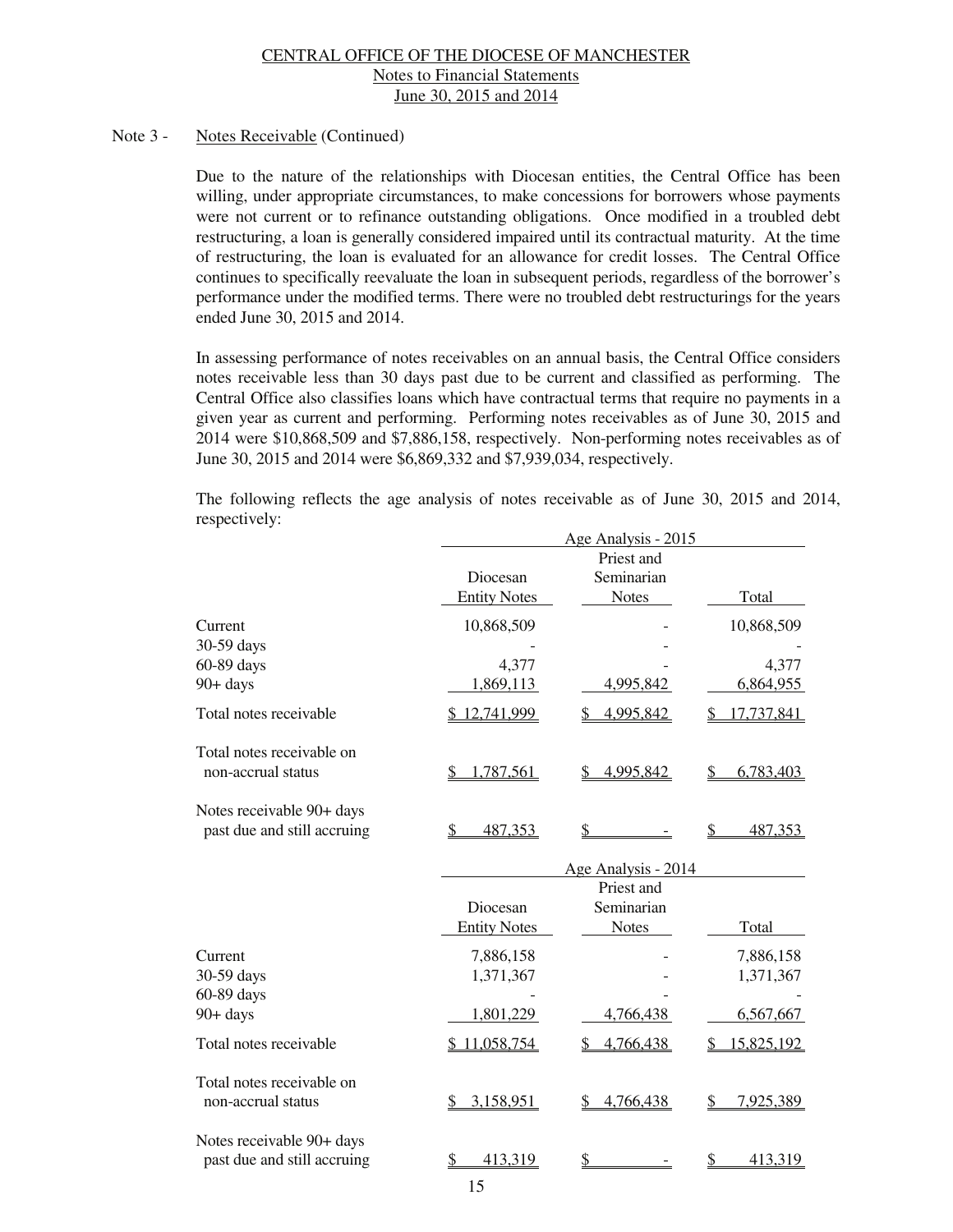Note 3 - Notes Receivable (Continued)

Due to the nature of the relationships with Diocesan entities, the Central Office has been willing, under appropriate circumstances, to make concessions for borrowers whose payments were not current or to refinance outstanding obligations. Once modified in a troubled debt restructuring, a loan is generally considered impaired until its contractual maturity. At the time of restructuring, the loan is evaluated for an allowance for credit losses. The Central Office continues to specifically reevaluate the loan in subsequent periods, regardless of the borrower's performance under the modified terms. There were no troubled debt restructurings for the years ended June 30, 2015 and 2014.

In assessing performance of notes receivables on an annual basis, the Central Office considers notes receivable less than 30 days past due to be current and classified as performing. The Central Office also classifies loans which have contractual terms that require no payments in a given year as current and performing. Performing notes receivables as of June 30, 2015 and 2014 were $10,868,509 and $7,886,158, respectively. Non-performing notes receivables as of June 30, 2015 and 2014 were $6,869,332 and $7,939,034, respectively.

The following reflects the age analysis of notes receivable as of June 30, 2015 and 2014, respectively:

| | Age Analysis - 2015 | | |
|---|---|---|---|
| | Diocesan Entity Notes | Priest and Seminarian Notes | Total |
| Current | 10,868,509 | - | 10,868,509 |
| 30-59 days | - | - | - |
| 60-89 days | 4,377 | - | 4,377 |
| 90+ days | 1,869,113 | 4,995,842 | 6,864,955 |
| Total notes receivable | $ 12,741,999 | $ 4,995,842 | $ 17,737,841 |
| Total notes receivable on non-accrual status | $ 1,787,561 | $ 4,995,842 | $ 6,783,403 |
| Notes receivable 90+ days past due and still accruing | $ 487,353 | $ - | $ 487,353 |

| | Age Analysis - 2014 | | |
|---|---|---|---|
| | Diocesan Entity Notes | Priest and Seminarian Notes | Total |
| Current | 7,886,158 | - | 7,886,158 |
| 30-59 days | 1,371,367 | - | 1,371,367 |
| 60-89 days | - | - | - |
| 90+ days | 1,801,229 | 4,766,438 | 6,567,667 |
| Total notes receivable | $ 11,058,754 | $ 4,766,438 | $ 15,825,192 |
| Total notes receivable on non-accrual status | $ 3,158,951 | $ 4,766,438 | $ 7,925,389 |
| Notes receivable 90+ days past due and still accruing | $ 413,319 | $ - | $ 413,319 |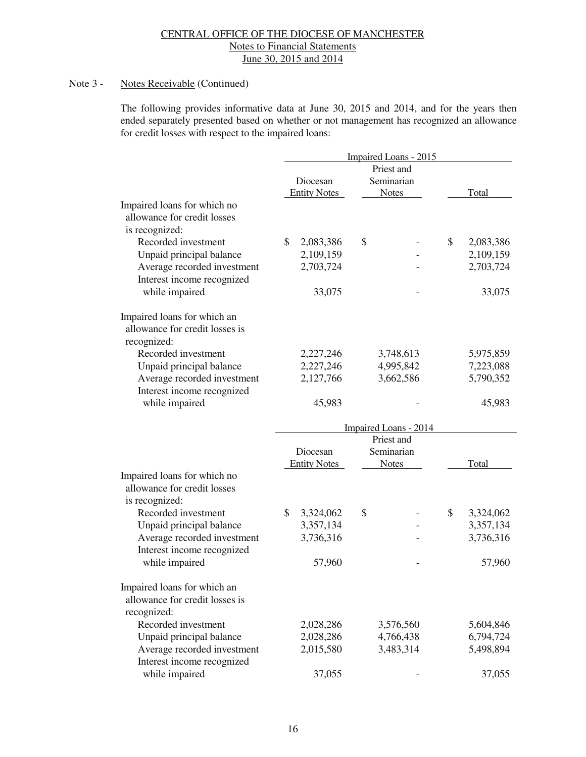CENTRAL OFFICE OF THE DIOCESE OF MANCHESTER
Notes to Financial Statements
June 30, 2015 and 2014

Note 3 - Notes Receivable (Continued)

The following provides informative data at June 30, 2015 and 2014, and for the years then ended separately presented based on whether or not management has recognized an allowance for credit losses with respect to the impaired loans:

| | Impaired Loans - 2015 | | |
|---|---|---|---|
| | Diocesan Entity Notes | Priest and Seminarian Notes | Total |
| Impaired loans for which no allowance for credit losses is recognized: | | | |
| Recorded investment | $ 2,083,386 | $ - | $ 2,083,386 |
| Unpaid principal balance | 2,109,159 | - | 2,109,159 |
| Average recorded investment | 2,703,724 | - | 2,703,724 |
| Interest income recognized while impaired | 33,075 | - | 33,075 |
| Impaired loans for which an allowance for credit losses is recognized: | | | |
| Recorded investment | 2,227,246 | 3,748,613 | 5,975,859 |
| Unpaid principal balance | 2,227,246 | 4,995,842 | 7,223,088 |
| Average recorded investment | 2,127,766 | 3,662,586 | 5,790,352 |
| Interest income recognized while impaired | 45,983 | - | 45,983 |

| | Impaired Loans - 2014 | | |
|---|---|---|---|
| | Diocesan Entity Notes | Priest and Seminarian Notes | Total |
| Impaired loans for which no allowance for credit losses is recognized: | | | |
| Recorded investment | $ 3,324,062 | $ - | $ 3,324,062 |
| Unpaid principal balance | 3,357,134 | - | 3,357,134 |
| Average recorded investment | 3,736,316 | - | 3,736,316 |
| Interest income recognized while impaired | 57,960 | - | 57,960 |
| Impaired loans for which an allowance for credit losses is recognized: | | | |
| Recorded investment | 2,028,286 | 3,576,560 | 5,604,846 |
| Unpaid principal balance | 2,028,286 | 4,766,438 | 6,794,724 |
| Average recorded investment | 2,015,580 | 3,483,314 | 5,498,894 |
| Interest income recognized while impaired | 37,055 | - | 37,055 |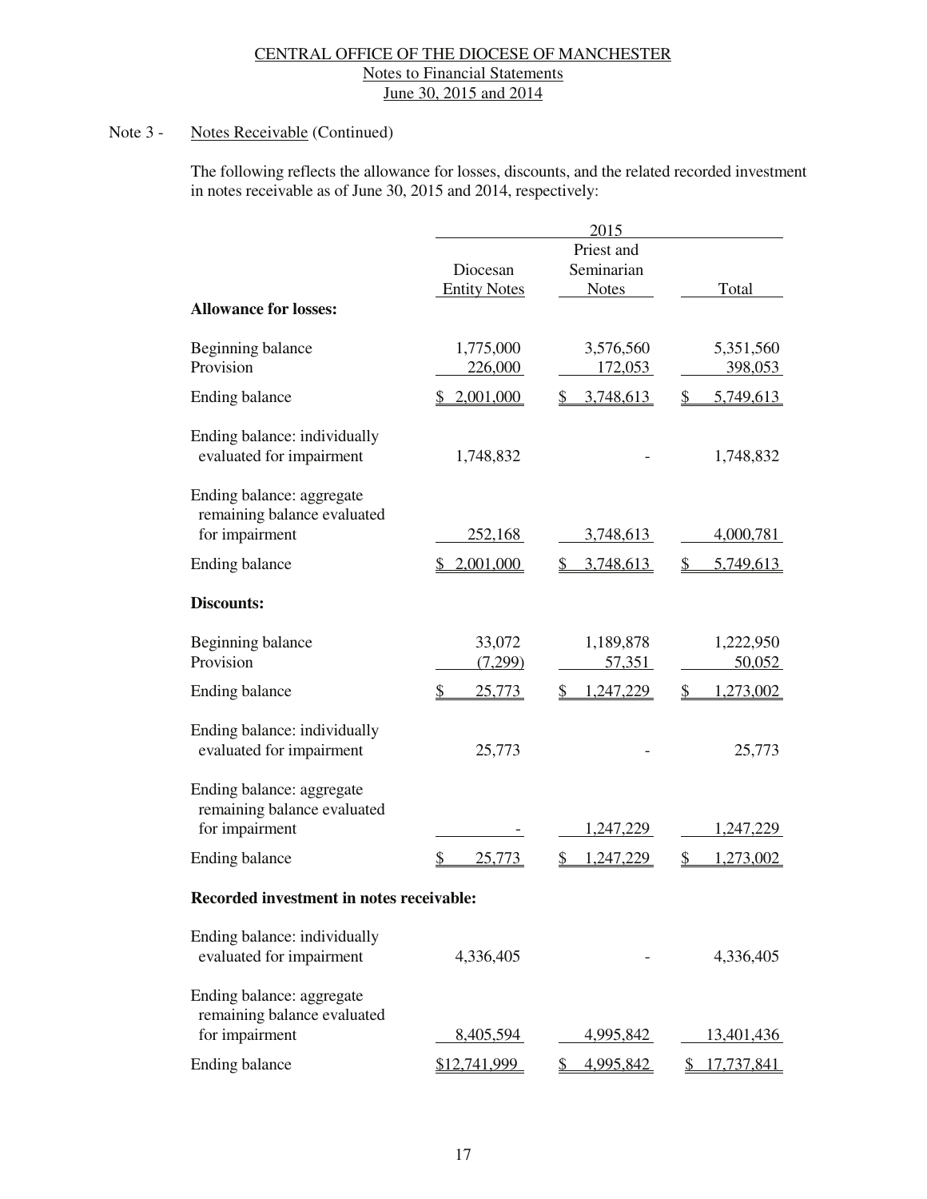CENTRAL OFFICE OF THE DIOCESE OF MANCHESTER
Notes to Financial Statements
June 30, 2015 and 2014

Note 3 - Notes Receivable (Continued)

The following reflects the allowance for losses, discounts, and the related recorded investment in notes receivable as of June 30, 2015 and 2014, respectively:

| | 2015 | | |
|---|---|---|---|
| | Diocesan Entity Notes | Priest and Seminarian Notes | Total |
| **Allowance for losses:** | | | |
| Beginning balance | 1,775,000 | 3,576,560 | 5,351,560 |
| Provision | 226,000 | 172,053 | 398,053 |
| Ending balance | $ 2,001,000 | $ 3,748,613 | $ 5,749,613 |
| Ending balance: individually evaluated for impairment | 1,748,832 | - | 1,748,832 |
| Ending balance: aggregate remaining balance evaluated for impairment | 252,168 | 3,748,613 | 4,000,781 |
| Ending balance | $ 2,001,000 | $ 3,748,613 | $ 5,749,613 |
| **Discounts:** | | | |
| Beginning balance | 33,072 | 1,189,878 | 1,222,950 |
| Provision | (7,299) | 57,351 | 50,052 |
| Ending balance | $ 25,773 | $ 1,247,229 | $ 1,273,002 |
| Ending balance: individually evaluated for impairment | 25,773 | - | 25,773 |
| Ending balance: aggregate remaining balance evaluated for impairment | - | 1,247,229 | 1,247,229 |
| Ending balance | $ 25,773 | $ 1,247,229 | $ 1,273,002 |
| **Recorded investment in notes receivable:** | | | |
| Ending balance: individually evaluated for impairment | 4,336,405 | - | 4,336,405 |
| Ending balance: aggregate remaining balance evaluated for impairment | 8,405,594 | 4,995,842 | 13,401,436 |
| Ending balance | $12,741,999 | $ 4,995,842 | $ 17,737,841 |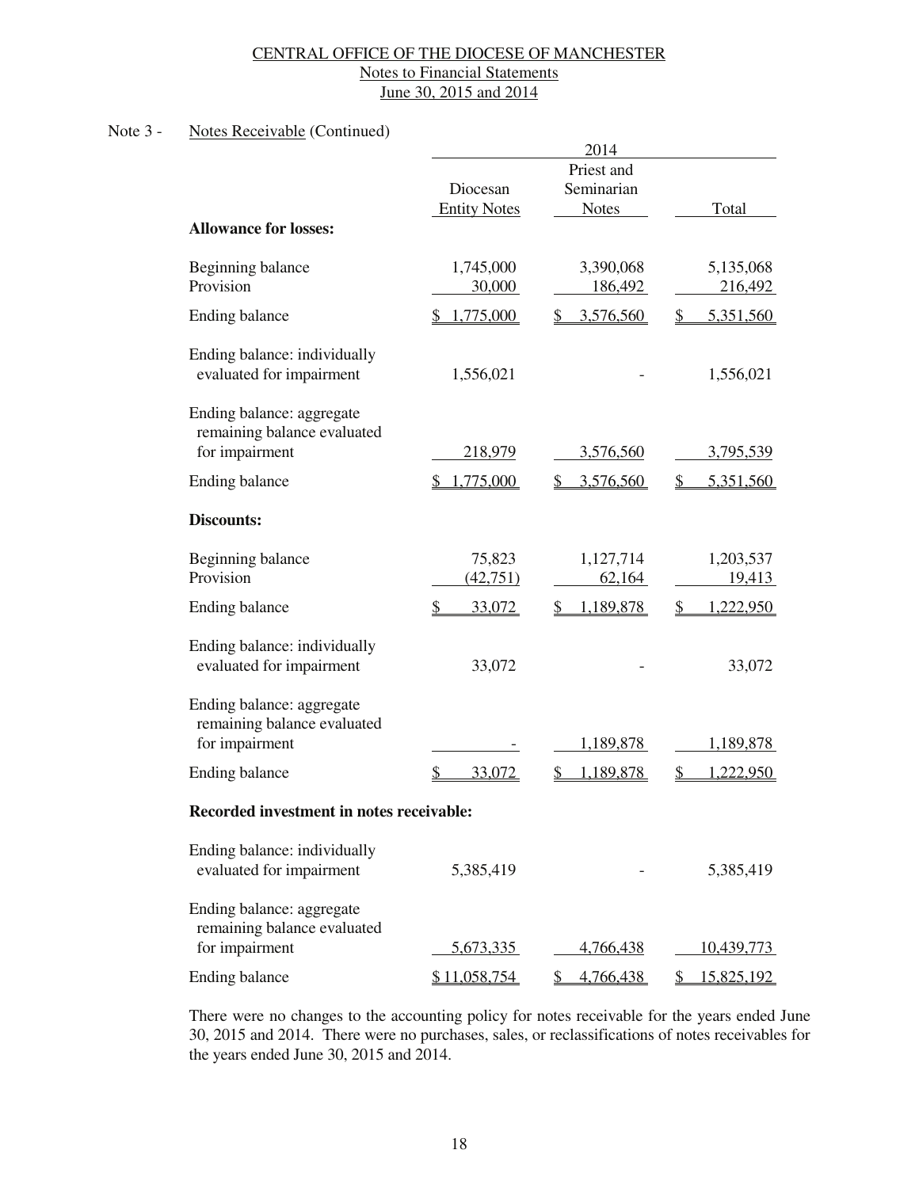Note 3 - Notes Receivable (Continued)

| | 2014 | | |
|---|---|---|---|
| | Diocesan Entity Notes | Priest and Seminarian Notes | Total |
| **Allowance for losses:** | | | |
| Beginning balance | 1,745,000 | 3,390,068 | 5,135,068 |
| Provision | 30,000 | 186,492 | 216,492 |
| Ending balance | $ 1,775,000 | $ 3,576,560 | $ 5,351,560 |
| Ending balance: individually evaluated for impairment | 1,556,021 | - | 1,556,021 |
| Ending balance: aggregate remaining balance evaluated for impairment | 218,979 | 3,576,560 | 3,795,539 |
| Ending balance | $ 1,775,000 | $ 3,576,560 | $ 5,351,560 |
| **Discounts:** | | | |
| Beginning balance | 75,823 | 1,127,714 | 1,203,537 |
| Provision | (42,751) | 62,164 | 19,413 |
| Ending balance | $ 33,072 | $ 1,189,878 | $ 1,222,950 |
| Ending balance: individually evaluated for impairment | 33,072 | - | 33,072 |
| Ending balance: aggregate remaining balance evaluated for impairment | - | 1,189,878 | 1,189,878 |
| Ending balance | $ 33,072 | $ 1,189,878 | $ 1,222,950 |
| **Recorded investment in notes receivable:** | | | |
| Ending balance: individually evaluated for impairment | 5,385,419 | - | 5,385,419 |
| Ending balance: aggregate remaining balance evaluated for impairment | 5,673,335 | 4,766,438 | 10,439,773 |
| Ending balance | $ 11,058,754 | $ 4,766,438 | $ 15,825,192 |

There were no changes to the accounting policy for notes receivable for the years ended June 30, 2015 and 2014. There were no purchases, sales, or reclassifications of notes receivables for the years ended June 30, 2015 and 2014.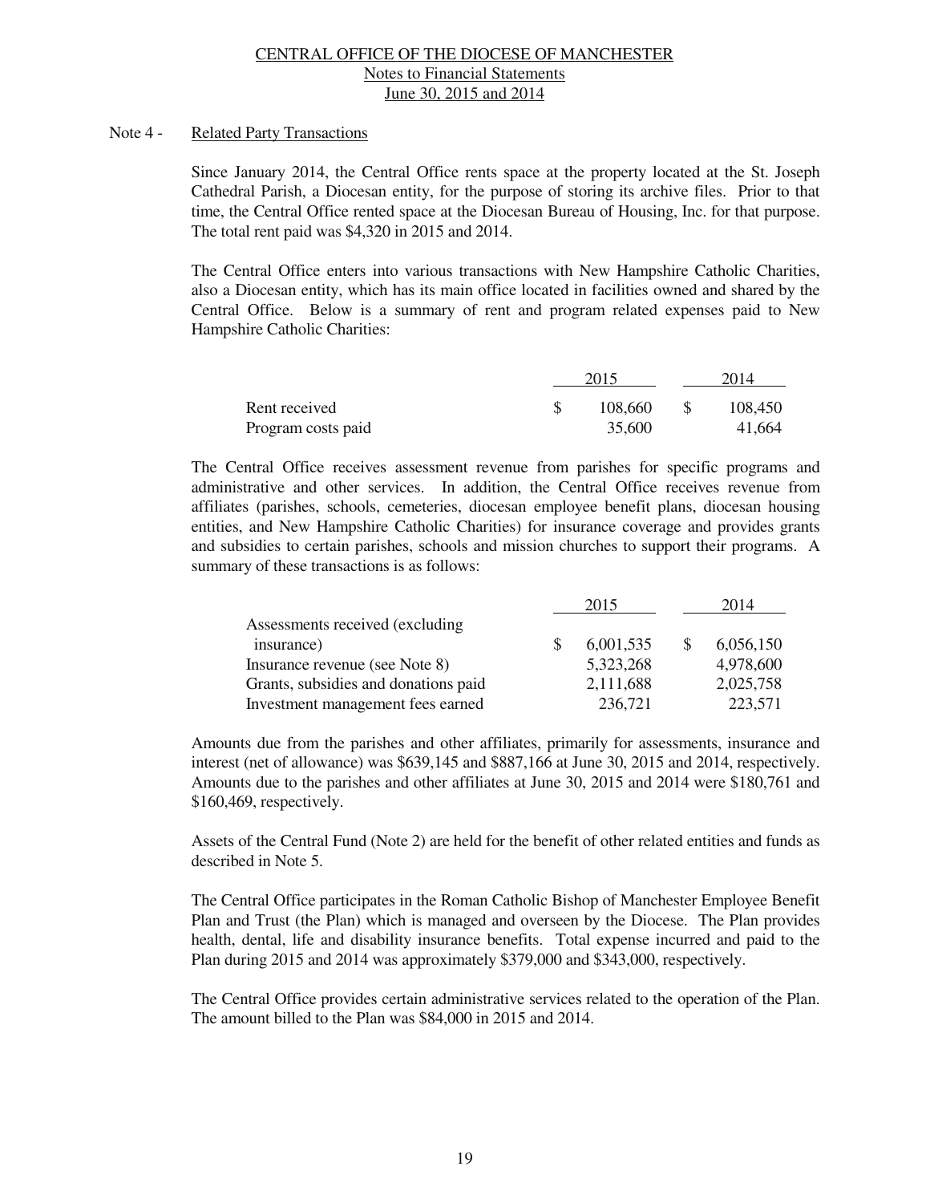CENTRAL OFFICE OF THE DIOCESE OF MANCHESTER
Notes to Financial Statements
June 30, 2015 and 2014

## Note 4 - Related Party Transactions

Since January 2014, the Central Office rents space at the property located at the St. Joseph Cathedral Parish, a Diocesan entity, for the purpose of storing its archive files. Prior to that time, the Central Office rented space at the Diocesan Bureau of Housing, Inc. for that purpose. The total rent paid was $4,320 in 2015 and 2014.

The Central Office enters into various transactions with New Hampshire Catholic Charities, also a Diocesan entity, which has its main office located in facilities owned and shared by the Central Office. Below is a summary of rent and program related expenses paid to New Hampshire Catholic Charities:

| | 2015 | 2014 |
|---|---|---|
| Rent received | $ 108,660 | $ 108,450 |
| Program costs paid | 35,600 | 41,664 |

The Central Office receives assessment revenue from parishes for specific programs and administrative and other services. In addition, the Central Office receives revenue from affiliates (parishes, schools, cemeteries, diocesan employee benefit plans, diocesan housing entities, and New Hampshire Catholic Charities) for insurance coverage and provides grants and subsidies to certain parishes, schools and mission churches to support their programs. A summary of these transactions is as follows:

| | 2015 | 2014 |
|---|---|---|
| Assessments received (excluding insurance) | $ 6,001,535 | $ 6,056,150 |
| Insurance revenue (see Note 8) | 5,323,268 | 4,978,600 |
| Grants, subsidies and donations paid | 2,111,688 | 2,025,758 |
| Investment management fees earned | 236,721 | 223,571 |

Amounts due from the parishes and other affiliates, primarily for assessments, insurance and interest (net of allowance) was $639,145 and $887,166 at June 30, 2015 and 2014, respectively. Amounts due to the parishes and other affiliates at June 30, 2015 and 2014 were $180,761 and $160,469, respectively.

Assets of the Central Fund (Note 2) are held for the benefit of other related entities and funds as described in Note 5.

The Central Office participates in the Roman Catholic Bishop of Manchester Employee Benefit Plan and Trust (the Plan) which is managed and overseen by the Diocese. The Plan provides health, dental, life and disability insurance benefits. Total expense incurred and paid to the Plan during 2015 and 2014 was approximately $379,000 and $343,000, respectively.

The Central Office provides certain administrative services related to the operation of the Plan. The amount billed to the Plan was $84,000 in 2015 and 2014.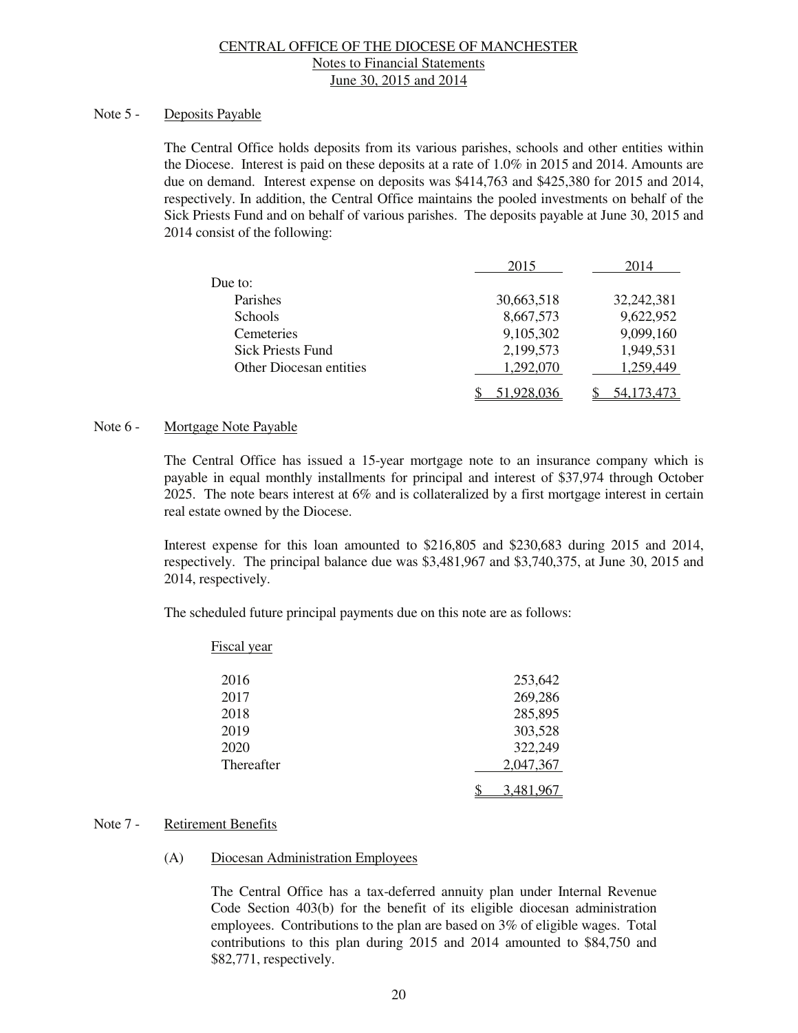## Note 5 - Deposits Payable

The Central Office holds deposits from its various parishes, schools and other entities within the Diocese. Interest is paid on these deposits at a rate of 1.0% in 2015 and 2014. Amounts are due on demand. Interest expense on deposits was $414,763 and $425,380 for 2015 and 2014, respectively. In addition, the Central Office maintains the pooled investments on behalf of the Sick Priests Fund and on behalf of various parishes. The deposits payable at June 30, 2015 and 2014 consist of the following:

| | 2015 | 2014 |
|---|---|---|
| Due to: | | |
| Parishes | 30,663,518 | 32,242,381 |
| Schools | 8,667,573 | 9,622,952 |
| Cemeteries | 9,105,302 | 9,099,160 |
| Sick Priests Fund | 2,199,573 | 1,949,531 |
| Other Diocesan entities | 1,292,070 | 1,259,449 |
| | $ 51,928,036 | $ 54,173,473 |

## Note 6 - Mortgage Note Payable

The Central Office has issued a 15-year mortgage note to an insurance company which is payable in equal monthly installments for principal and interest of $37,974 through October 2025. The note bears interest at 6% and is collateralized by a first mortgage interest in certain real estate owned by the Diocese.

Interest expense for this loan amounted to $216,805 and $230,683 during 2015 and 2014, respectively. The principal balance due was $3,481,967 and $3,740,375, at June 30, 2015 and 2014, respectively.

The scheduled future principal payments due on this note are as follows:

| Fiscal year | |
|---|---|
| 2016 | 253,642 |
| 2017 | 269,286 |
| 2018 | 285,895 |
| 2019 | 303,528 |
| 2020 | 322,249 |
| Thereafter | 2,047,367 |
| | $ 3,481,967 |

## Note 7 - Retirement Benefits

### (A) Diocesan Administration Employees

The Central Office has a tax-deferred annuity plan under Internal Revenue Code Section 403(b) for the benefit of its eligible diocesan administration employees. Contributions to the plan are based on 3% of eligible wages. Total contributions to this plan during 2015 and 2014 amounted to $84,750 and $82,771, respectively.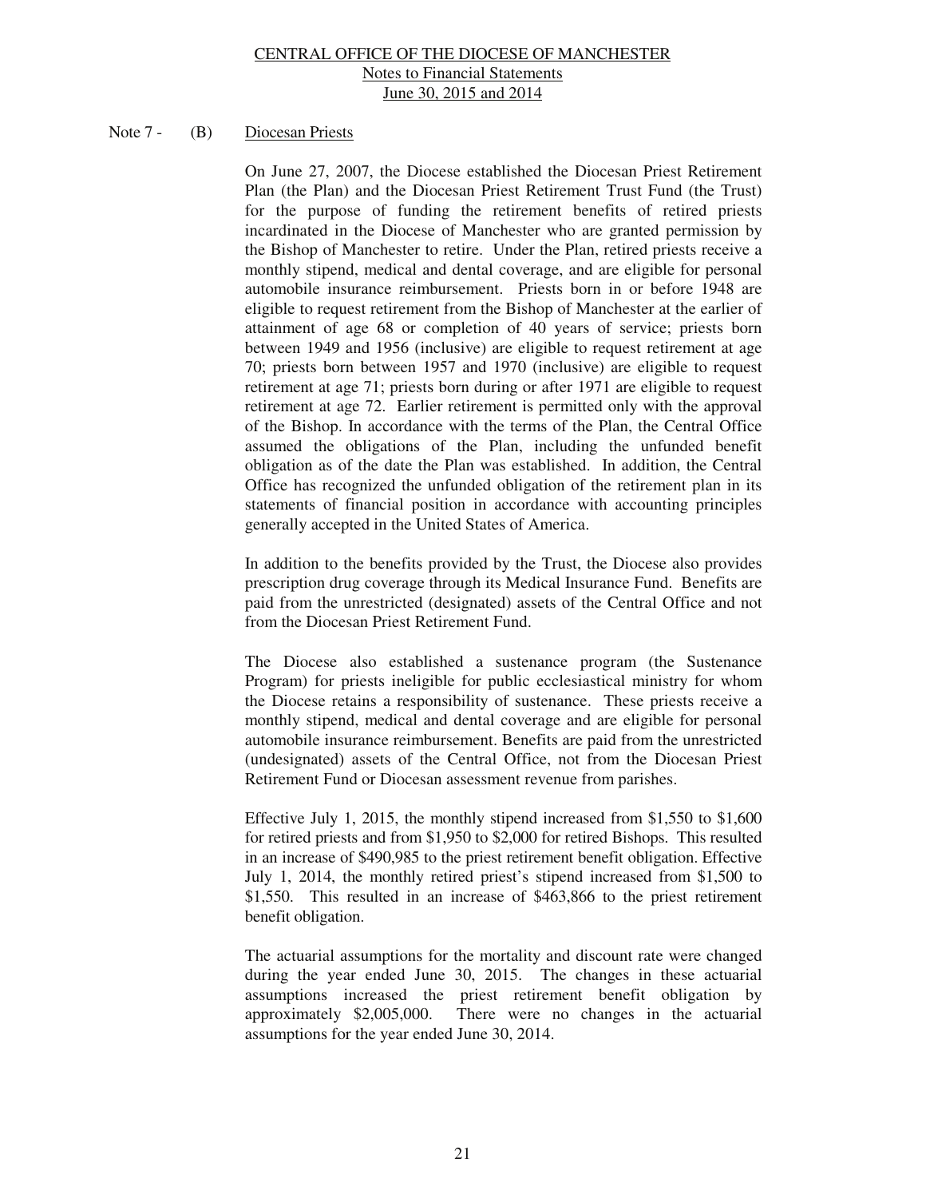Note 7 - (B) Diocesan Priests

On June 27, 2007, the Diocese established the Diocesan Priest Retirement Plan (the Plan) and the Diocesan Priest Retirement Trust Fund (the Trust) for the purpose of funding the retirement benefits of retired priests incardinated in the Diocese of Manchester who are granted permission by the Bishop of Manchester to retire. Under the Plan, retired priests receive a monthly stipend, medical and dental coverage, and are eligible for personal automobile insurance reimbursement. Priests born in or before 1948 are eligible to request retirement from the Bishop of Manchester at the earlier of attainment of age 68 or completion of 40 years of service; priests born between 1949 and 1956 (inclusive) are eligible to request retirement at age 70; priests born between 1957 and 1970 (inclusive) are eligible to request retirement at age 71; priests born during or after 1971 are eligible to request retirement at age 72. Earlier retirement is permitted only with the approval of the Bishop. In accordance with the terms of the Plan, the Central Office assumed the obligations of the Plan, including the unfunded benefit obligation as of the date the Plan was established. In addition, the Central Office has recognized the unfunded obligation of the retirement plan in its statements of financial position in accordance with accounting principles generally accepted in the United States of America.

In addition to the benefits provided by the Trust, the Diocese also provides prescription drug coverage through its Medical Insurance Fund. Benefits are paid from the unrestricted (designated) assets of the Central Office and not from the Diocesan Priest Retirement Fund.

The Diocese also established a sustenance program (the Sustenance Program) for priests ineligible for public ecclesiastical ministry for whom the Diocese retains a responsibility of sustenance. These priests receive a monthly stipend, medical and dental coverage and are eligible for personal automobile insurance reimbursement. Benefits are paid from the unrestricted (undesignated) assets of the Central Office, not from the Diocesan Priest Retirement Fund or Diocesan assessment revenue from parishes.

Effective July 1, 2015, the monthly stipend increased from $1,550 to $1,600 for retired priests and from $1,950 to $2,000 for retired Bishops. This resulted in an increase of $490,985 to the priest retirement benefit obligation. Effective July 1, 2014, the monthly retired priest's stipend increased from $1,500 to $1,550. This resulted in an increase of $463,866 to the priest retirement benefit obligation.

The actuarial assumptions for the mortality and discount rate were changed during the year ended June 30, 2015. The changes in these actuarial assumptions increased the priest retirement benefit obligation by approximately $2,005,000. There were no changes in the actuarial assumptions for the year ended June 30, 2014.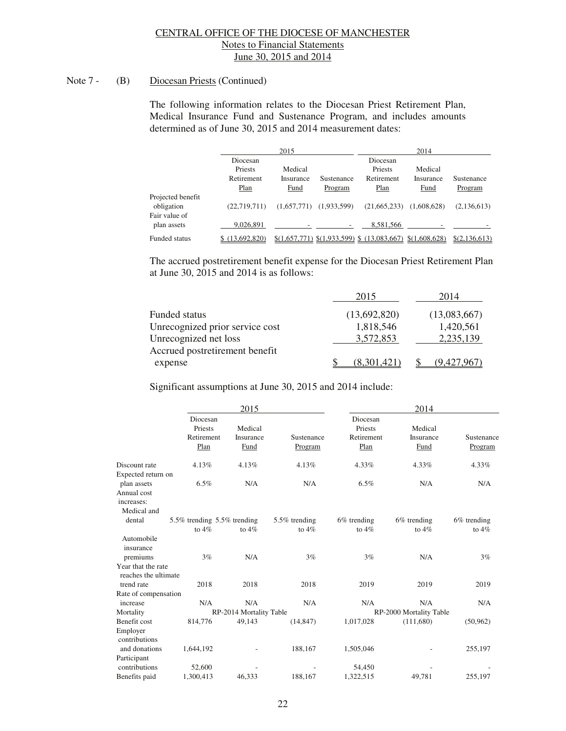Note 7 - (B) Diocesan Priests (Continued)

The following information relates to the Diocesan Priest Retirement Plan, Medical Insurance Fund and Sustenance Program, and includes amounts determined as of June 30, 2015 and 2014 measurement dates:

| | 2015 | | | 2014 | | |
|---|---|---|---|---|---|---|
| | Diocesan Priests Retirement Plan | Medical Insurance Fund | Sustenance Program | Diocesan Priests Retirement Plan | Medical Insurance Fund | Sustenance Program |
| Projected benefit obligation | (22,719,711) | (1,657,771) | (1,933,599) | (21,665,233) | (1,608,628) | (2,136,613) |
| Fair value of plan assets | 9,026,891 | - | - | 8,581,566 | - | - |
| Funded status | $ (13,692,820) | $(1,657,771) | $(1,933,599) | $ (13,083,667) | $(1,608,628) | $(2,136,613) |

The accrued postretirement benefit expense for the Diocesan Priest Retirement Plan at June 30, 2015 and 2014 is as follows:

| | 2015 | 2014 |
|---|---|---|
| Funded status | (13,692,820) | (13,083,667) |
| Unrecognized prior service cost | 1,818,546 | 1,420,561 |
| Unrecognized net loss | 3,572,853 | 2,235,139 |
| Accrued postretirement benefit expense | $ (8,301,421) | $ (9,427,967) |

Significant assumptions at June 30, 2015 and 2014 include:

| | 2015 | | | 2014 | | |
|---|---|---|---|---|---|---|
| | Diocesan Priests Retirement Plan | Medical Insurance Fund | Sustenance Program | Diocesan Priests Retirement Plan | Medical Insurance Fund | Sustenance Program |
| Discount rate | 4.13% | 4.13% | 4.13% | 4.33% | 4.33% | 4.33% |
| Expected return on plan assets | 6.5% | N/A | N/A | 6.5% | N/A | N/A |
| Annual cost increases: | | | | | | |
| Medical and dental | 5.5% trending to 4% | 5.5% trending to 4% | 5.5% trending to 4% | 6% trending to 4% | 6% trending to 4% | 6% trending to 4% |
| Automobile insurance premiums | 3% | N/A | 3% | 3% | N/A | 3% |
| Year that the rate reaches the ultimate trend rate | 2018 | 2018 | 2018 | 2019 | 2019 | 2019 |
| Rate of compensation increase | N/A | N/A | N/A | N/A | N/A | N/A |
| Mortality | | RP-2014 Mortality Table | | | RP-2000 Mortality Table | |
| Benefit cost | 814,776 | 49,143 | (14,847) | 1,017,028 | (111,680) | (50,962) |
| Employer contributions and donations | 1,644,192 | - | 188,167 | 1,505,046 | - | 255,197 |
| Participant contributions | 52,600 | - | - | 54,450 | - | - |
| Benefits paid | 1,300,413 | 46,333 | 188,167 | 1,322,515 | 49,781 | 255,197 |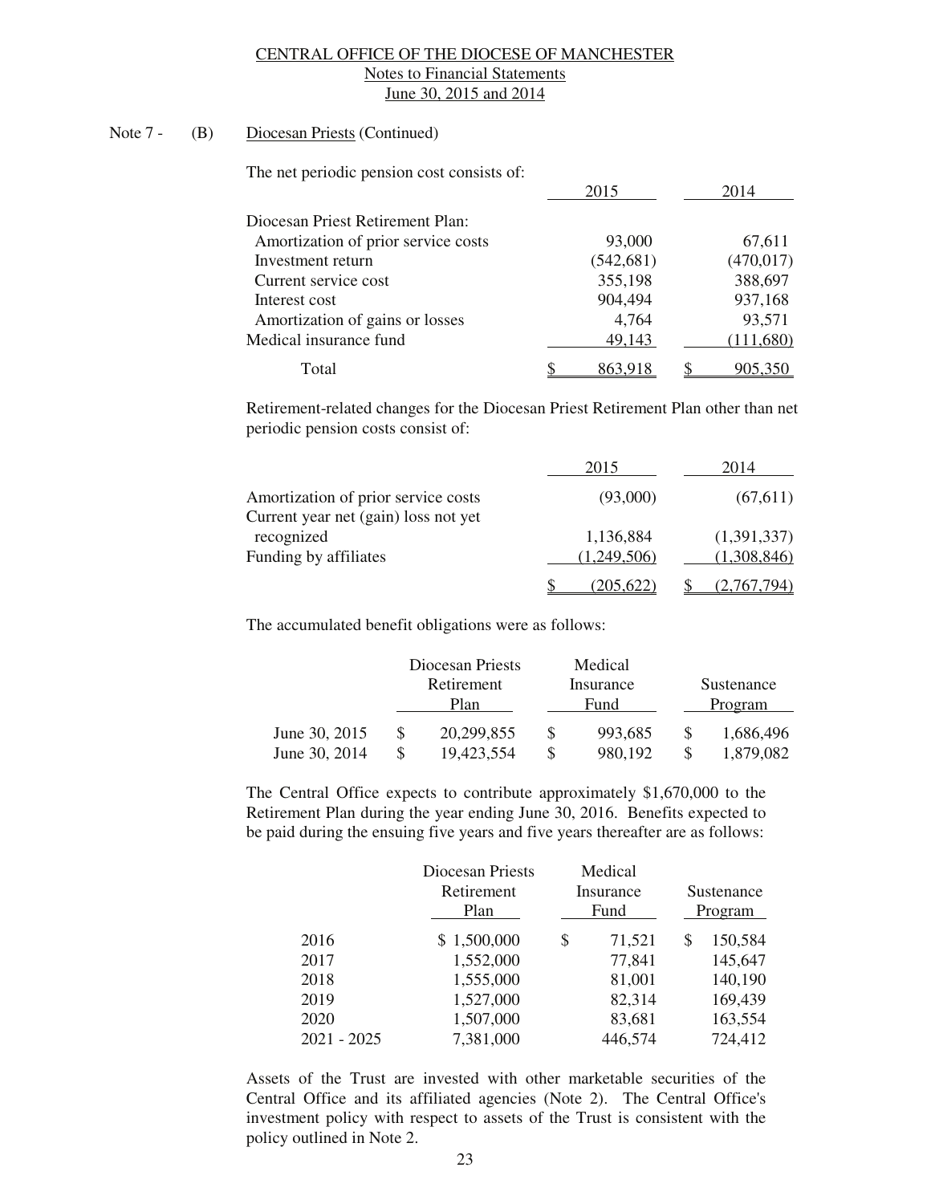Note 7 - (B) Diocesan Priests (Continued)

The net periodic pension cost consists of:

| | 2015 | 2014 |
|---|---|---|
| Diocesan Priest Retirement Plan: | | |
| Amortization of prior service costs | 93,000 | 67,611 |
| Investment return | (542,681) | (470,017) |
| Current service cost | 355,198 | 388,697 |
| Interest cost | 904,494 | 937,168 |
| Amortization of gains or losses | 4,764 | 93,571 |
| Medical insurance fund | 49,143 | (111,680) |
| Total | $ 863,918 | $ 905,350 |

Retirement-related changes for the Diocesan Priest Retirement Plan other than net periodic pension costs consist of:

| | 2015 | 2014 |
|---|---|---|
| Amortization of prior service costs | (93,000) | (67,611) |
| Current year net (gain) loss not yet recognized | 1,136,884 | (1,391,337) |
| Funding by affiliates | (1,249,506) | (1,308,846) |
| | $ (205,622) | $ (2,767,794) |

The accumulated benefit obligations were as follows:

| | Diocesan Priests Retirement Plan | Medical Insurance Fund | Sustenance Program |
|---|---|---|---|
| June 30, 2015 | $ 20,299,855 | $ 993,685 | $ 1,686,496 |
| June 30, 2014 | $ 19,423,554 | $ 980,192 | $ 1,879,082 |

The Central Office expects to contribute approximately $1,670,000 to the Retirement Plan during the year ending June 30, 2016. Benefits expected to be paid during the ensuing five years and five years thereafter are as follows:

| | Diocesan Priests Retirement Plan | Medical Insurance Fund | Sustenance Program |
|---|---|---|---|
| 2016 | $ 1,500,000 | $ 71,521 | $ 150,584 |
| 2017 | 1,552,000 | 77,841 | 145,647 |
| 2018 | 1,555,000 | 81,001 | 140,190 |
| 2019 | 1,527,000 | 82,314 | 169,439 |
| 2020 | 1,507,000 | 83,681 | 163,554 |
| 2021 - 2025 | 7,381,000 | 446,574 | 724,412 |

Assets of the Trust are invested with other marketable securities of the Central Office and its affiliated agencies (Note 2). The Central Office's investment policy with respect to assets of the Trust is consistent with the policy outlined in Note 2.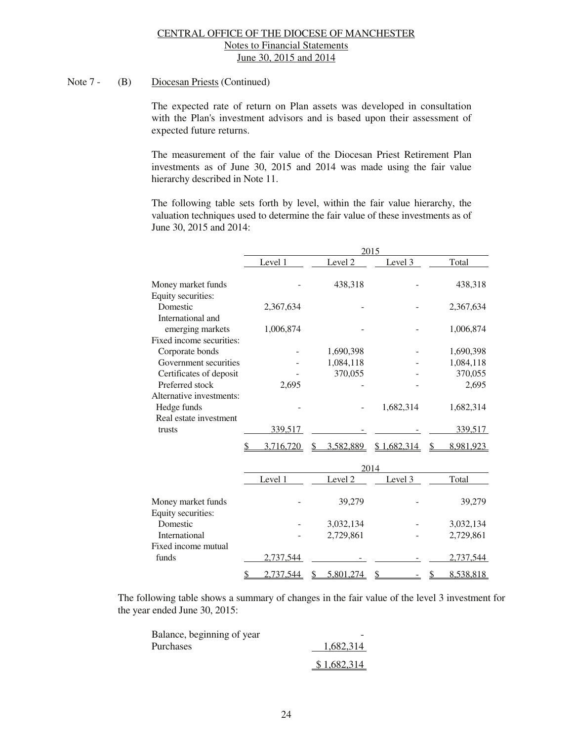CENTRAL OFFICE OF THE DIOCESE OF MANCHESTER
Notes to Financial Statements
June 30, 2015 and 2014

Note 7 - (B) Diocesan Priests (Continued)

The expected rate of return on Plan assets was developed in consultation with the Plan's investment advisors and is based upon their assessment of expected future returns.

The measurement of the fair value of the Diocesan Priest Retirement Plan investments as of June 30, 2015 and 2014 was made using the fair value hierarchy described in Note 11.

The following table sets forth by level, within the fair value hierarchy, the valuation techniques used to determine the fair value of these investments as of June 30, 2015 and 2014:

| | 2015 | | | |
|---|---|---|---|---|
| | Level 1 | Level 2 | Level 3 | Total |
| Money market funds | - | 438,318 | - | 438,318 |
| Equity securities: | | | | |
| Domestic | 2,367,634 | - | - | 2,367,634 |
| International and emerging markets | 1,006,874 | - | - | 1,006,874 |
| Fixed income securities: | | | | |
| Corporate bonds | - | 1,690,398 | - | 1,690,398 |
| Government securities | - | 1,084,118 | - | 1,084,118 |
| Certificates of deposit | - | 370,055 | - | 370,055 |
| Preferred stock | 2,695 | - | - | 2,695 |
| Alternative investments: | | | | |
| Hedge funds | - | - | 1,682,314 | 1,682,314 |
| Real estate investment trusts | 339,517 | - | - | 339,517 |
| | $ 3,716,720 | $ 3,582,889 | $ 1,682,314 | $ 8,981,923 |

| | 2014 | | | |
|---|---|---|---|---|
| | Level 1 | Level 2 | Level 3 | Total |
| Money market funds | - | 39,279 | - | 39,279 |
| Equity securities: | | | | |
| Domestic | - | 3,032,134 | - | 3,032,134 |
| International | - | 2,729,861 | - | 2,729,861 |
| Fixed income mutual funds | 2,737,544 | - | - | 2,737,544 |
| | $ 2,737,544 | $ 5,801,274 | $ - | $ 8,538,818 |

The following table shows a summary of changes in the fair value of the level 3 investment for the year ended June 30, 2015:

| | |
|---|---|
| Balance, beginning of year | - |
| Purchases | 1,682,314 |
| | $ 1,682,314 |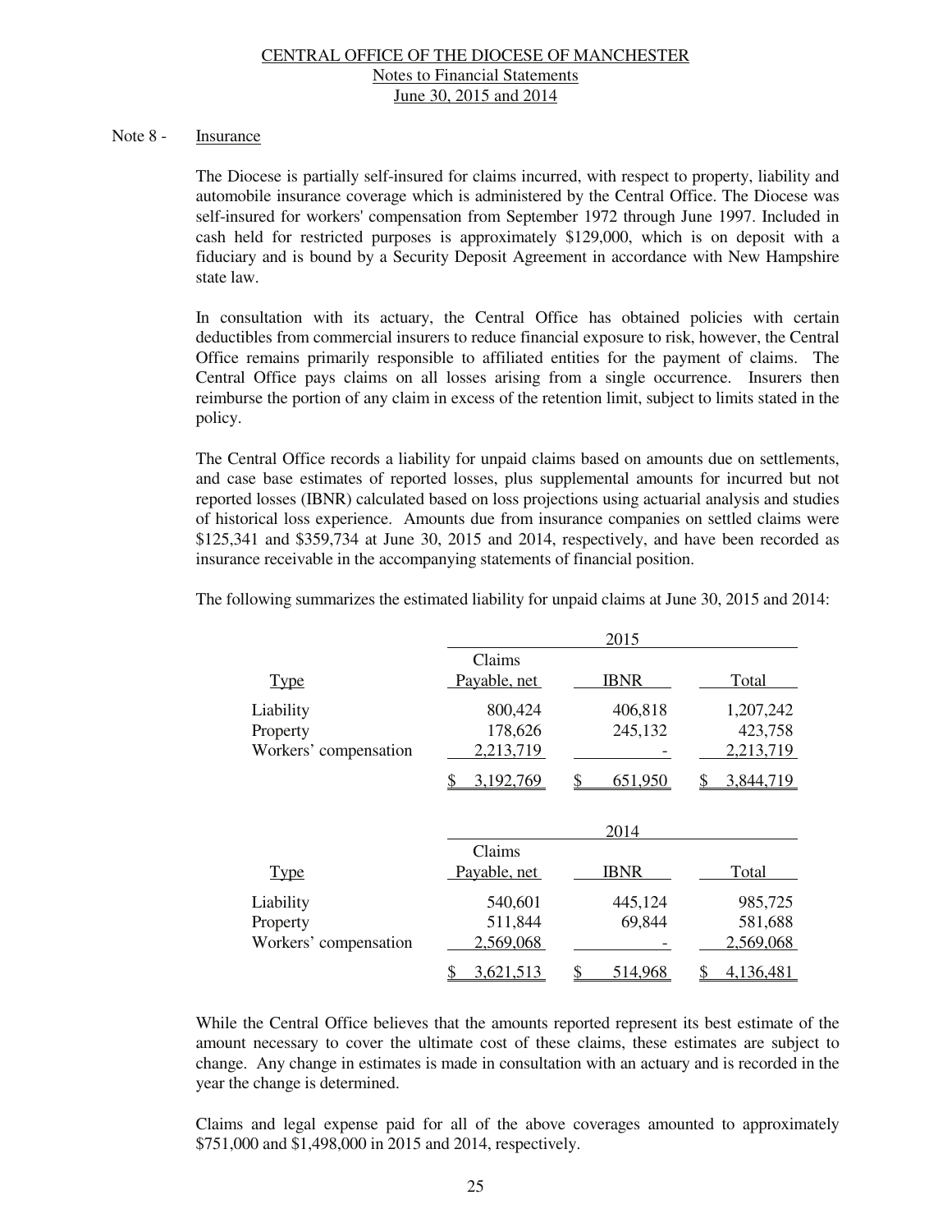## Note 8 - Insurance

The Diocese is partially self-insured for claims incurred, with respect to property, liability and automobile insurance coverage which is administered by the Central Office. The Diocese was self-insured for workers' compensation from September 1972 through June 1997. Included in cash held for restricted purposes is approximately $129,000, which is on deposit with a fiduciary and is bound by a Security Deposit Agreement in accordance with New Hampshire state law.

In consultation with its actuary, the Central Office has obtained policies with certain deductibles from commercial insurers to reduce financial exposure to risk, however, the Central Office remains primarily responsible to affiliated entities for the payment of claims. The Central Office pays claims on all losses arising from a single occurrence. Insurers then reimburse the portion of any claim in excess of the retention limit, subject to limits stated in the policy.

The Central Office records a liability for unpaid claims based on amounts due on settlements, and case base estimates of reported losses, plus supplemental amounts for incurred but not reported losses (IBNR) calculated based on loss projections using actuarial analysis and studies of historical loss experience. Amounts due from insurance companies on settled claims were $125,341 and $359,734 at June 30, 2015 and 2014, respectively, and have been recorded as insurance receivable in the accompanying statements of financial position.

The following summarizes the estimated liability for unpaid claims at June 30, 2015 and 2014:

| | 2015 | | |
|---|---|---|---|
| Type | Claims Payable, net | IBNR | Total |
| Liability | 800,424 | 406,818 | 1,207,242 |
| Property | 178,626 | 245,132 | 423,758 |
| Workers' compensation | 2,213,719 | - | 2,213,719 |
| | $ 3,192,769 | $ 651,950 | $ 3,844,719 |

| | 2014 | | |
|---|---|---|---|
| Type | Claims Payable, net | IBNR | Total |
| Liability | 540,601 | 445,124 | 985,725 |
| Property | 511,844 | 69,844 | 581,688 |
| Workers' compensation | 2,569,068 | - | 2,569,068 |
| | $ 3,621,513 | $ 514,968 | $ 4,136,481 |

While the Central Office believes that the amounts reported represent its best estimate of the amount necessary to cover the ultimate cost of these claims, these estimates are subject to change. Any change in estimates is made in consultation with an actuary and is recorded in the year the change is determined.

Claims and legal expense paid for all of the above coverages amounted to approximately $751,000 and $1,498,000 in 2015 and 2014, respectively.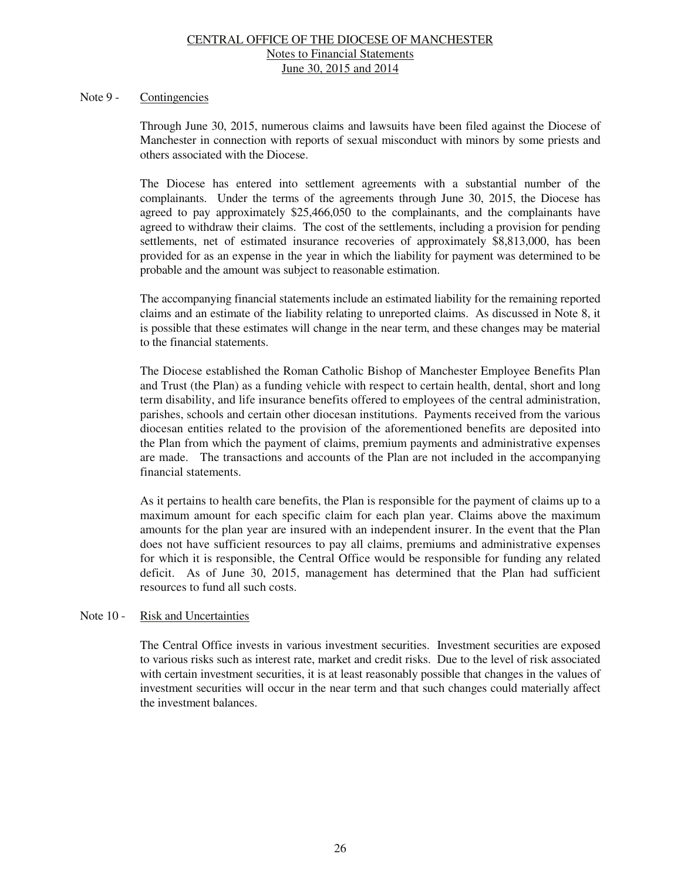## Note 9 - Contingencies

Through June 30, 2015, numerous claims and lawsuits have been filed against the Diocese of Manchester in connection with reports of sexual misconduct with minors by some priests and others associated with the Diocese.

The Diocese has entered into settlement agreements with a substantial number of the complainants. Under the terms of the agreements through June 30, 2015, the Diocese has agreed to pay approximately $25,466,050 to the complainants, and the complainants have agreed to withdraw their claims. The cost of the settlements, including a provision for pending settlements, net of estimated insurance recoveries of approximately $8,813,000, has been provided for as an expense in the year in which the liability for payment was determined to be probable and the amount was subject to reasonable estimation.

The accompanying financial statements include an estimated liability for the remaining reported claims and an estimate of the liability relating to unreported claims. As discussed in Note 8, it is possible that these estimates will change in the near term, and these changes may be material to the financial statements.

The Diocese established the Roman Catholic Bishop of Manchester Employee Benefits Plan and Trust (the Plan) as a funding vehicle with respect to certain health, dental, short and long term disability, and life insurance benefits offered to employees of the central administration, parishes, schools and certain other diocesan institutions. Payments received from the various diocesan entities related to the provision of the aforementioned benefits are deposited into the Plan from which the payment of claims, premium payments and administrative expenses are made. The transactions and accounts of the Plan are not included in the accompanying financial statements.

As it pertains to health care benefits, the Plan is responsible for the payment of claims up to a maximum amount for each specific claim for each plan year. Claims above the maximum amounts for the plan year are insured with an independent insurer. In the event that the Plan does not have sufficient resources to pay all claims, premiums and administrative expenses for which it is responsible, the Central Office would be responsible for funding any related deficit. As of June 30, 2015, management has determined that the Plan had sufficient resources to fund all such costs.

## Note 10 - Risk and Uncertainties

The Central Office invests in various investment securities. Investment securities are exposed to various risks such as interest rate, market and credit risks. Due to the level of risk associated with certain investment securities, it is at least reasonably possible that changes in the values of investment securities will occur in the near term and that such changes could materially affect the investment balances.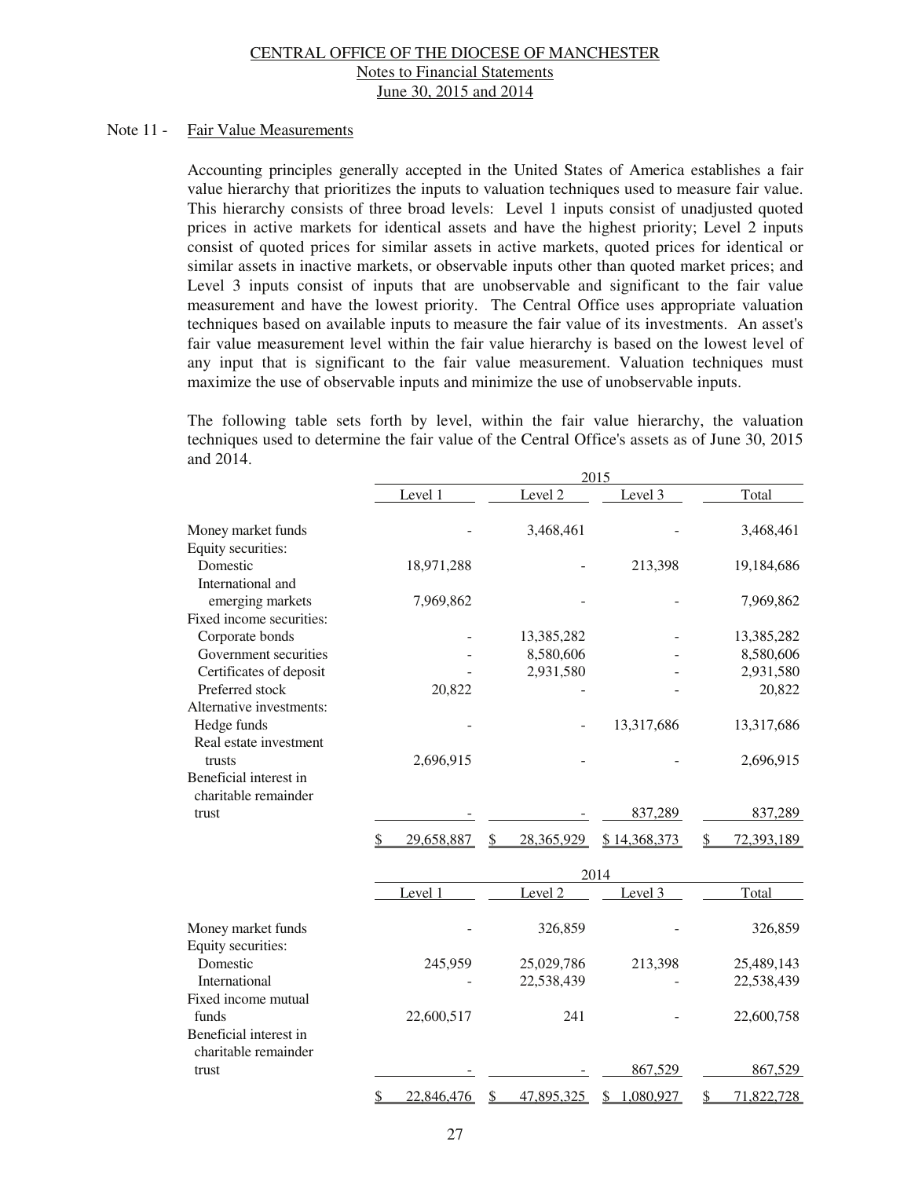CENTRAL OFFICE OF THE DIOCESE OF MANCHESTER
Notes to Financial Statements
June 30, 2015 and 2014

Note 11 - Fair Value Measurements

Accounting principles generally accepted in the United States of America establishes a fair value hierarchy that prioritizes the inputs to valuation techniques used to measure fair value. This hierarchy consists of three broad levels: Level 1 inputs consist of unadjusted quoted prices in active markets for identical assets and have the highest priority; Level 2 inputs consist of quoted prices for similar assets in active markets, quoted prices for identical or similar assets in inactive markets, or observable inputs other than quoted market prices; and Level 3 inputs consist of inputs that are unobservable and significant to the fair value measurement and have the lowest priority. The Central Office uses appropriate valuation techniques based on available inputs to measure the fair value of its investments. An asset's fair value measurement level within the fair value hierarchy is based on the lowest level of any input that is significant to the fair value measurement. Valuation techniques must maximize the use of observable inputs and minimize the use of unobservable inputs.

The following table sets forth by level, within the fair value hierarchy, the valuation techniques used to determine the fair value of the Central Office's assets as of June 30, 2015 and 2014.

| | 2015 | | | |
|---|---|---|---|---|
| | Level 1 | Level 2 | Level 3 | Total |
| Money market funds | - | 3,468,461 | - | 3,468,461 |
| Equity securities: | | | | |
| Domestic | 18,971,288 | - | 213,398 | 19,184,686 |
| International and emerging markets | 7,969,862 | - | - | 7,969,862 |
| Fixed income securities: | | | | |
| Corporate bonds | - | 13,385,282 | - | 13,385,282 |
| Government securities | - | 8,580,606 | - | 8,580,606 |
| Certificates of deposit | - | 2,931,580 | - | 2,931,580 |
| Preferred stock | 20,822 | - | - | 20,822 |
| Alternative investments: | | | | |
| Hedge funds | - | - | 13,317,686 | 13,317,686 |
| Real estate investment trusts | 2,696,915 | - | - | 2,696,915 |
| Beneficial interest in charitable remainder trust | - | - | 837,289 | 837,289 |
| | $ 29,658,887 | $ 28,365,929 | $ 14,368,373 | $ 72,393,189 |

| | 2014 | | | |
|---|---|---|---|---|
| | Level 1 | Level 2 | Level 3 | Total |
| Money market funds | - | 326,859 | - | 326,859 |
| Equity securities: | | | | |
| Domestic | 245,959 | 25,029,786 | 213,398 | 25,489,143 |
| International | - | 22,538,439 | - | 22,538,439 |
| Fixed income mutual funds | 22,600,517 | 241 | - | 22,600,758 |
| Beneficial interest in charitable remainder trust | - | - | 867,529 | 867,529 |
| | $ 22,846,476 | $ 47,895,325 | $ 1,080,927 | $ 71,822,728 |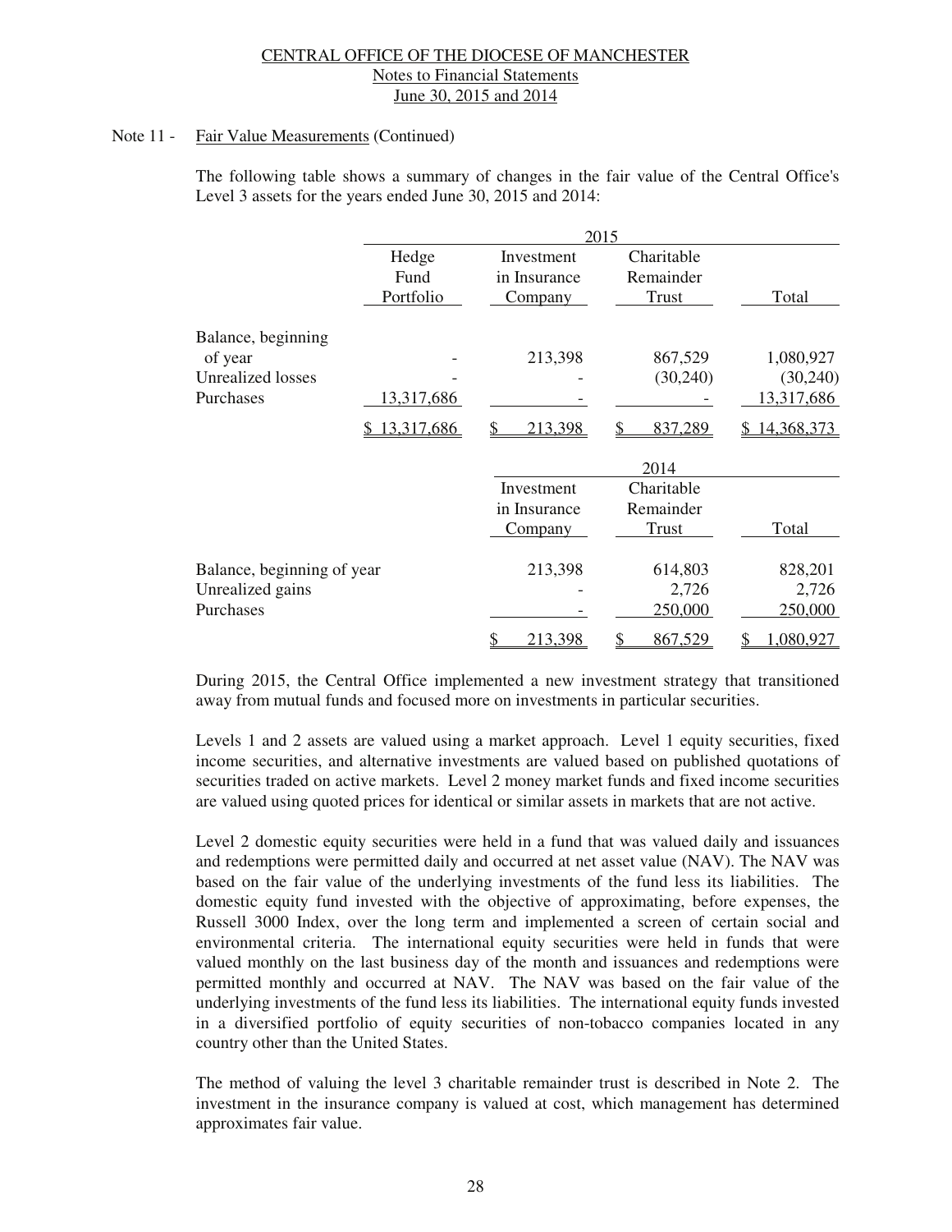Note 11 - Fair Value Measurements (Continued)

The following table shows a summary of changes in the fair value of the Central Office's Level 3 assets for the years ended June 30, 2015 and 2014:

| | 2015 | | | |
|---|---|---|---|---|
| | Hedge Fund Portfolio | Investment in Insurance Company | Charitable Remainder Trust | Total |
| Balance, beginning of year | - | 213,398 | 867,529 | 1,080,927 |
| Unrealized losses | - | - | (30,240) | (30,240) |
| Purchases | 13,317,686 | - | - | 13,317,686 |
| | $ 13,317,686 | $ 213,398 | $ 837,289 | $ 14,368,373 |

| | 2014 | | |
|---|---|---|---|
| | Investment in Insurance Company | Charitable Remainder Trust | Total |
| Balance, beginning of year | 213,398 | 614,803 | 828,201 |
| Unrealized gains | - | 2,726 | 2,726 |
| Purchases | - | 250,000 | 250,000 |
| | $ 213,398 | $ 867,529 | $ 1,080,927 |

During 2015, the Central Office implemented a new investment strategy that transitioned away from mutual funds and focused more on investments in particular securities.

Levels 1 and 2 assets are valued using a market approach. Level 1 equity securities, fixed income securities, and alternative investments are valued based on published quotations of securities traded on active markets. Level 2 money market funds and fixed income securities are valued using quoted prices for identical or similar assets in markets that are not active.

Level 2 domestic equity securities were held in a fund that was valued daily and issuances and redemptions were permitted daily and occurred at net asset value (NAV). The NAV was based on the fair value of the underlying investments of the fund less its liabilities. The domestic equity fund invested with the objective of approximating, before expenses, the Russell 3000 Index, over the long term and implemented a screen of certain social and environmental criteria. The international equity securities were held in funds that were valued monthly on the last business day of the month and issuances and redemptions were permitted monthly and occurred at NAV. The NAV was based on the fair value of the underlying investments of the fund less its liabilities. The international equity funds invested in a diversified portfolio of equity securities of non-tobacco companies located in any country other than the United States.

The method of valuing the level 3 charitable remainder trust is described in Note 2. The investment in the insurance company is valued at cost, which management has determined approximates fair value.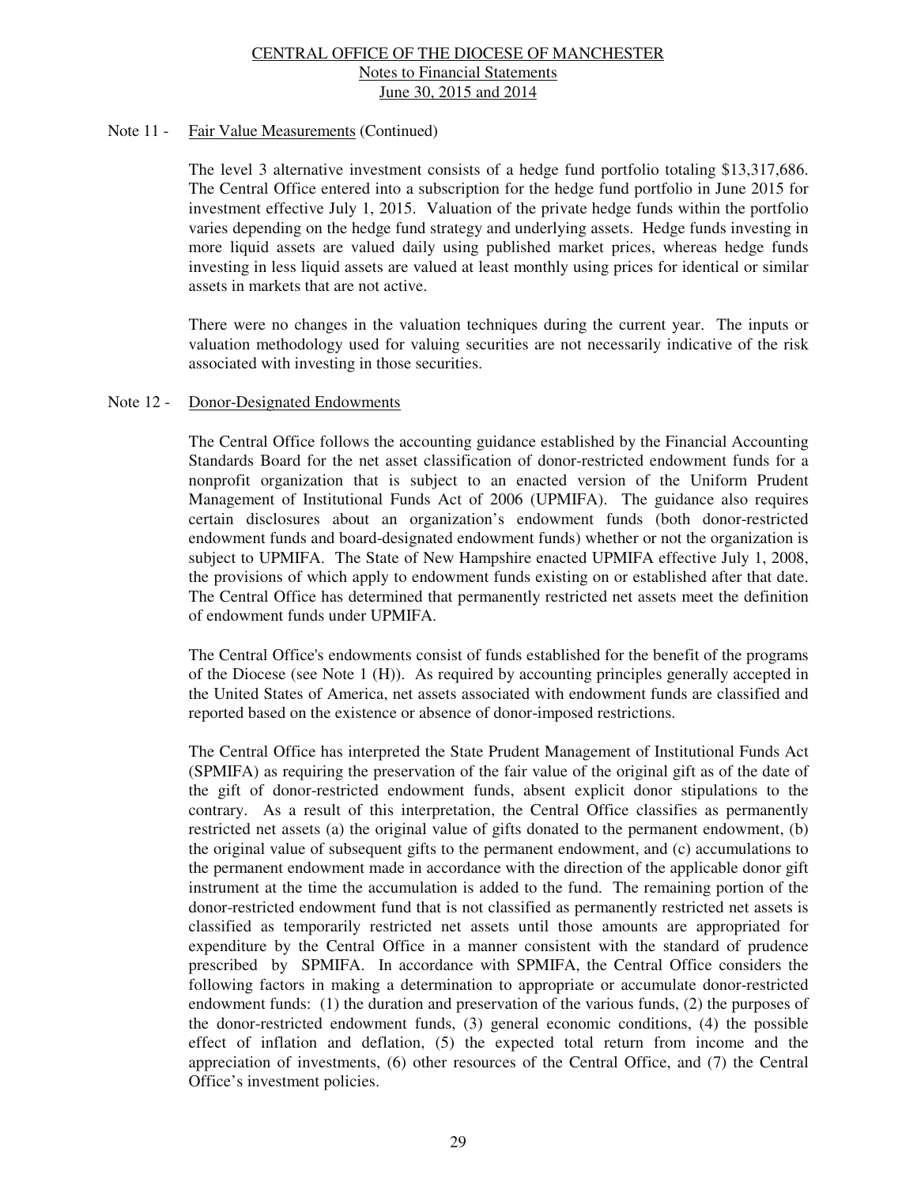### Note 11 - Fair Value Measurements (Continued)

The level 3 alternative investment consists of a hedge fund portfolio totaling $13,317,686. The Central Office entered into a subscription for the hedge fund portfolio in June 2015 for investment effective July 1, 2015. Valuation of the private hedge funds within the portfolio varies depending on the hedge fund strategy and underlying assets. Hedge funds investing in more liquid assets are valued daily using published market prices, whereas hedge funds investing in less liquid assets are valued at least monthly using prices for identical or similar assets in markets that are not active.

There were no changes in the valuation techniques during the current year. The inputs or valuation methodology used for valuing securities are not necessarily indicative of the risk associated with investing in those securities.

### Note 12 - Donor-Designated Endowments

The Central Office follows the accounting guidance established by the Financial Accounting Standards Board for the net asset classification of donor-restricted endowment funds for a nonprofit organization that is subject to an enacted version of the Uniform Prudent Management of Institutional Funds Act of 2006 (UPMIFA). The guidance also requires certain disclosures about an organization's endowment funds (both donor-restricted endowment funds and board-designated endowment funds) whether or not the organization is subject to UPMIFA. The State of New Hampshire enacted UPMIFA effective July 1, 2008, the provisions of which apply to endowment funds existing on or established after that date. The Central Office has determined that permanently restricted net assets meet the definition of endowment funds under UPMIFA.

The Central Office's endowments consist of funds established for the benefit of the programs of the Diocese (see Note 1 (H)). As required by accounting principles generally accepted in the United States of America, net assets associated with endowment funds are classified and reported based on the existence or absence of donor-imposed restrictions.

The Central Office has interpreted the State Prudent Management of Institutional Funds Act (SPMIFA) as requiring the preservation of the fair value of the original gift as of the date of the gift of donor-restricted endowment funds, absent explicit donor stipulations to the contrary. As a result of this interpretation, the Central Office classifies as permanently restricted net assets (a) the original value of gifts donated to the permanent endowment, (b) the original value of subsequent gifts to the permanent endowment, and (c) accumulations to the permanent endowment made in accordance with the direction of the applicable donor gift instrument at the time the accumulation is added to the fund. The remaining portion of the donor-restricted endowment fund that is not classified as permanently restricted net assets is classified as temporarily restricted net assets until those amounts are appropriated for expenditure by the Central Office in a manner consistent with the standard of prudence prescribed by SPMIFA. In accordance with SPMIFA, the Central Office considers the following factors in making a determination to appropriate or accumulate donor-restricted endowment funds: (1) the duration and preservation of the various funds, (2) the purposes of the donor-restricted endowment funds, (3) general economic conditions, (4) the possible effect of inflation and deflation, (5) the expected total return from income and the appreciation of investments, (6) other resources of the Central Office, and (7) the Central Office's investment policies.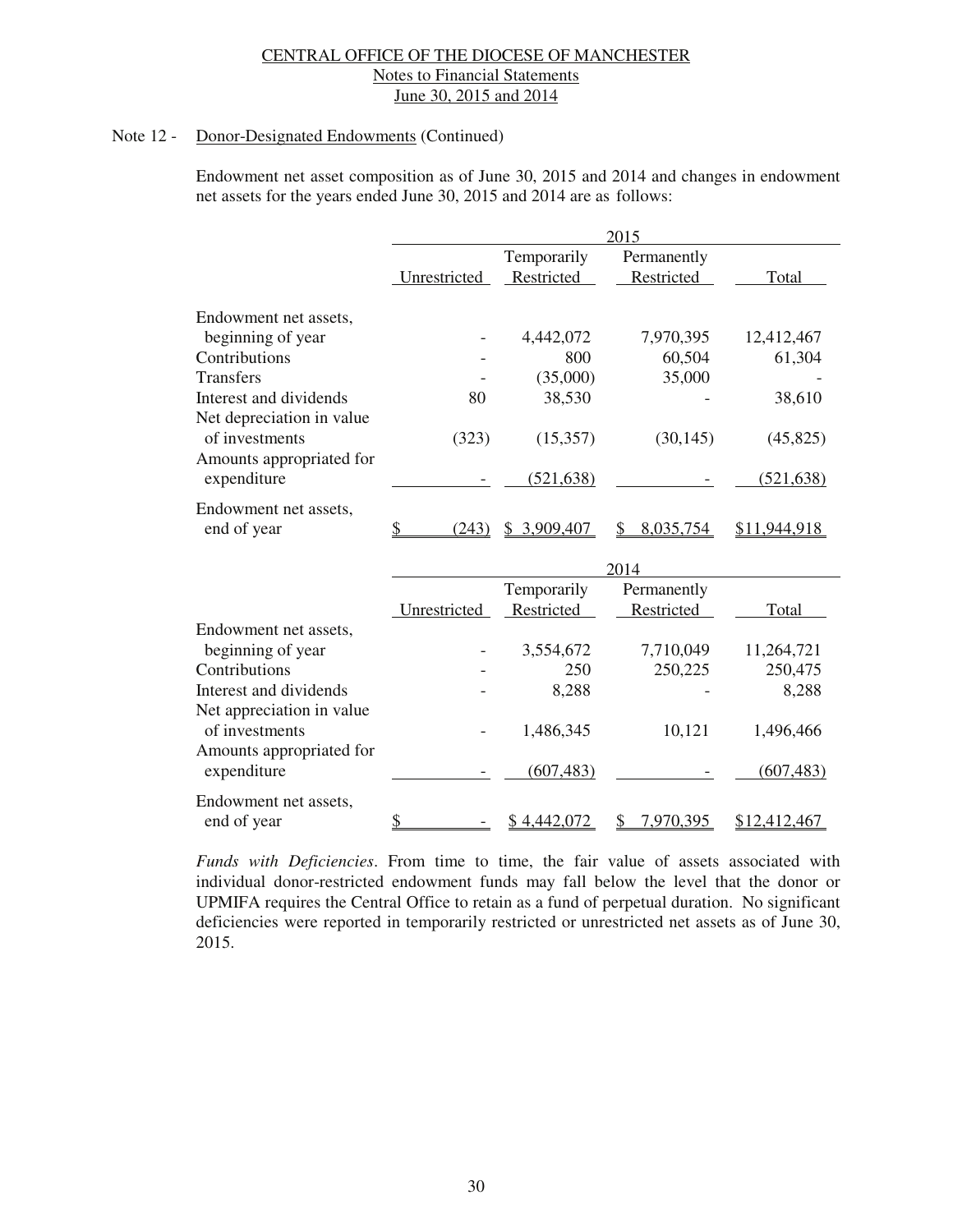CENTRAL OFFICE OF THE DIOCESE OF MANCHESTER
Notes to Financial Statements
June 30, 2015 and 2014

Note 12 - Donor-Designated Endowments (Continued)

Endowment net asset composition as of June 30, 2015 and 2014 and changes in endowment net assets for the years ended June 30, 2015 and 2014 are as follows:

| | 2015 | | | |
|---|---|---|---|---|
| | Unrestricted | Temporarily Restricted | Permanently Restricted | Total |
| Endowment net assets, beginning of year | - | 4,442,072 | 7,970,395 | 12,412,467 |
| Contributions | - | 800 | 60,504 | 61,304 |
| Transfers | - | (35,000) | 35,000 | - |
| Interest and dividends | 80 | 38,530 | - | 38,610 |
| Net depreciation in value of investments | (323) | (15,357) | (30,145) | (45,825) |
| Amounts appropriated for expenditure | - | (521,638) | - | (521,638) |
| Endowment net assets, end of year | $ (243) | $ 3,909,407 | $ 8,035,754 | $11,944,918 |

| | 2014 | | | |
|---|---|---|---|---|
| | Unrestricted | Temporarily Restricted | Permanently Restricted | Total |
| Endowment net assets, beginning of year | - | 3,554,672 | 7,710,049 | 11,264,721 |
| Contributions | - | 250 | 250,225 | 250,475 |
| Interest and dividends | - | 8,288 | - | 8,288 |
| Net appreciation in value of investments | - | 1,486,345 | 10,121 | 1,496,466 |
| Amounts appropriated for expenditure | - | (607,483) | - | (607,483) |
| Endowment net assets, end of year | $ - | $ 4,442,072 | $ 7,970,395 | $12,412,467 |

*Funds with Deficiencies*. From time to time, the fair value of assets associated with individual donor-restricted endowment funds may fall below the level that the donor or UPMIFA requires the Central Office to retain as a fund of perpetual duration. No significant deficiencies were reported in temporarily restricted or unrestricted net assets as of June 30, 2015.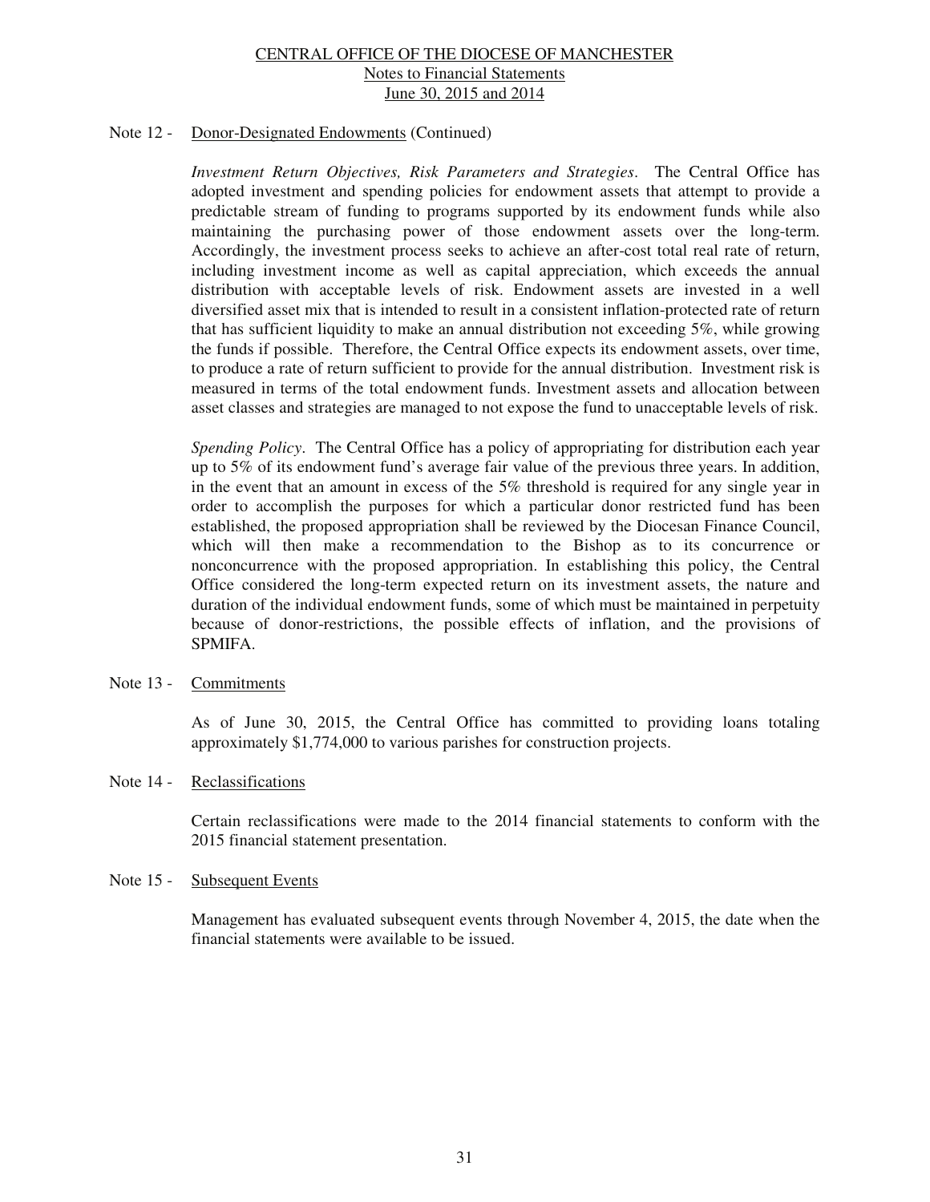Note 12 - Donor-Designated Endowments (Continued)

*Investment Return Objectives, Risk Parameters and Strategies*. The Central Office has adopted investment and spending policies for endowment assets that attempt to provide a predictable stream of funding to programs supported by its endowment funds while also maintaining the purchasing power of those endowment assets over the long-term. Accordingly, the investment process seeks to achieve an after-cost total real rate of return, including investment income as well as capital appreciation, which exceeds the annual distribution with acceptable levels of risk. Endowment assets are invested in a well diversified asset mix that is intended to result in a consistent inflation-protected rate of return that has sufficient liquidity to make an annual distribution not exceeding 5%, while growing the funds if possible. Therefore, the Central Office expects its endowment assets, over time, to produce a rate of return sufficient to provide for the annual distribution. Investment risk is measured in terms of the total endowment funds. Investment assets and allocation between asset classes and strategies are managed to not expose the fund to unacceptable levels of risk.

*Spending Policy*. The Central Office has a policy of appropriating for distribution each year up to 5% of its endowment fund's average fair value of the previous three years. In addition, in the event that an amount in excess of the 5% threshold is required for any single year in order to accomplish the purposes for which a particular donor restricted fund has been established, the proposed appropriation shall be reviewed by the Diocesan Finance Council, which will then make a recommendation to the Bishop as to its concurrence or nonconcurrence with the proposed appropriation. In establishing this policy, the Central Office considered the long-term expected return on its investment assets, the nature and duration of the individual endowment funds, some of which must be maintained in perpetuity because of donor-restrictions, the possible effects of inflation, and the provisions of SPMIFA.

Note 13 - Commitments

As of June 30, 2015, the Central Office has committed to providing loans totaling approximately $1,774,000 to various parishes for construction projects.

Note 14 - Reclassifications

Certain reclassifications were made to the 2014 financial statements to conform with the 2015 financial statement presentation.

Note 15 - Subsequent Events

Management has evaluated subsequent events through November 4, 2015, the date when the financial statements were available to be issued.